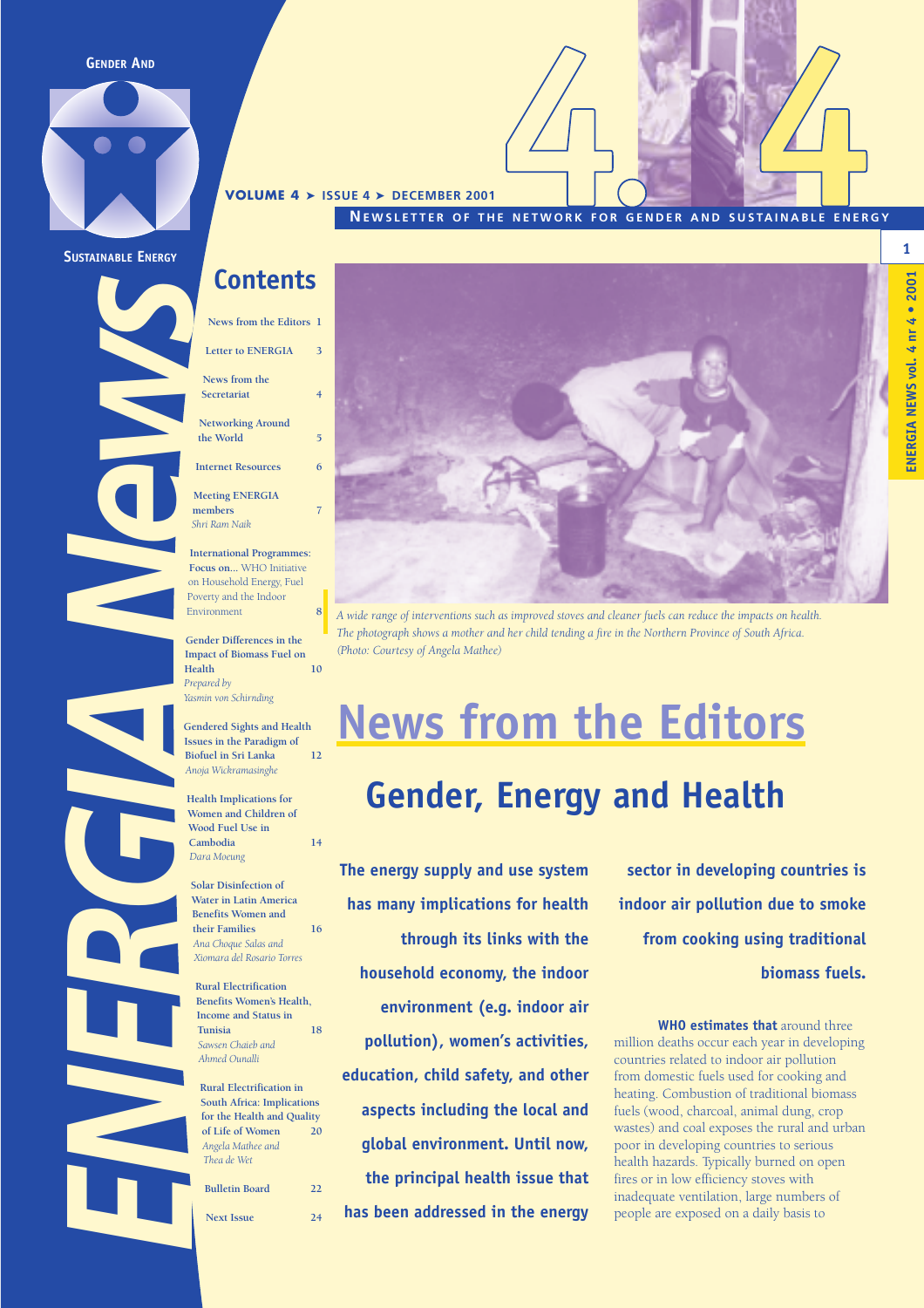GENDER AND SUSTAINABLE ENERGY

ENERGIA News

VOLUME 4 ➤ ISSUE 4 ➤ DECEMBER 2001

NEWSLETTER OF THE NETWORK FOR GENDER AND SUSTAINABLE ENERGY

## Contents

- News from the Editors 1
- Letter to ENERGIA 3
- News from the Secretariat 4
- Networking Around the World 5
- Internet Resources 6
- Meeting ENERGIA members 7
  *Shri Ram Naik*
- International Programmes: **Focus on...** WHO Initiative on Household Energy, Fuel Poverty and the Indoor Environment 8
- Gender Differences in the Impact of Biomass Fuel on Health 10
  *Prepared by Yasmin von Schirnding*
- Gendered Sights and Health Issues in the Paradigm of Biofuel in Sri Lanka 12
  *Anoja Wickramasinghe*
- Health Implications for Women and Children of Wood Fuel Use in Cambodia 14
  *Dara Moeung*
- Solar Disinfection of Water in Latin America Benefits Women and their Families 16
  *Ana Choque Salas and Xiomara del Rosario Torres*
- Rural Electrification Benefits Women's Health, Income and Status in Tunisia 18
  *Sawsen Chaieb and Ahmed Ounalli*
- Rural Electrification in South Africa: Implications for the Health and Quality of Life of Women 20
  *Angela Mathee and Thea de Wet*
- Bulletin Board 22
- Next Issue 24

*A wide range of interventions such as improved stoves and cleaner fuels can reduce the impacts on health. The photograph shows a mother and her child tending a fire in the Northern Province of South Africa. (Photo: Courtesy of Angela Mathee)*

# News from the Editors

## Gender, Energy and Health

**The energy supply and use system has many implications for health through its links with the household economy, the indoor environment (e.g. indoor air pollution), women's activities, education, child safety, and other aspects including the local and global environment. Until now, the principal health issue that has been addressed in the energy sector in developing countries is indoor air pollution due to smoke from cooking using traditional biomass fuels.**

**WHO estimates that** around three million deaths occur each year in developing countries related to indoor air pollution from domestic fuels used for cooking and heating. Combustion of traditional biomass fuels (wood, charcoal, animal dung, crop wastes) and coal exposes the rural and urban poor in developing countries to serious health hazards. Typically burned on open fires or in low efficiency stoves with inadequate ventilation, large numbers of people are exposed on a daily basis to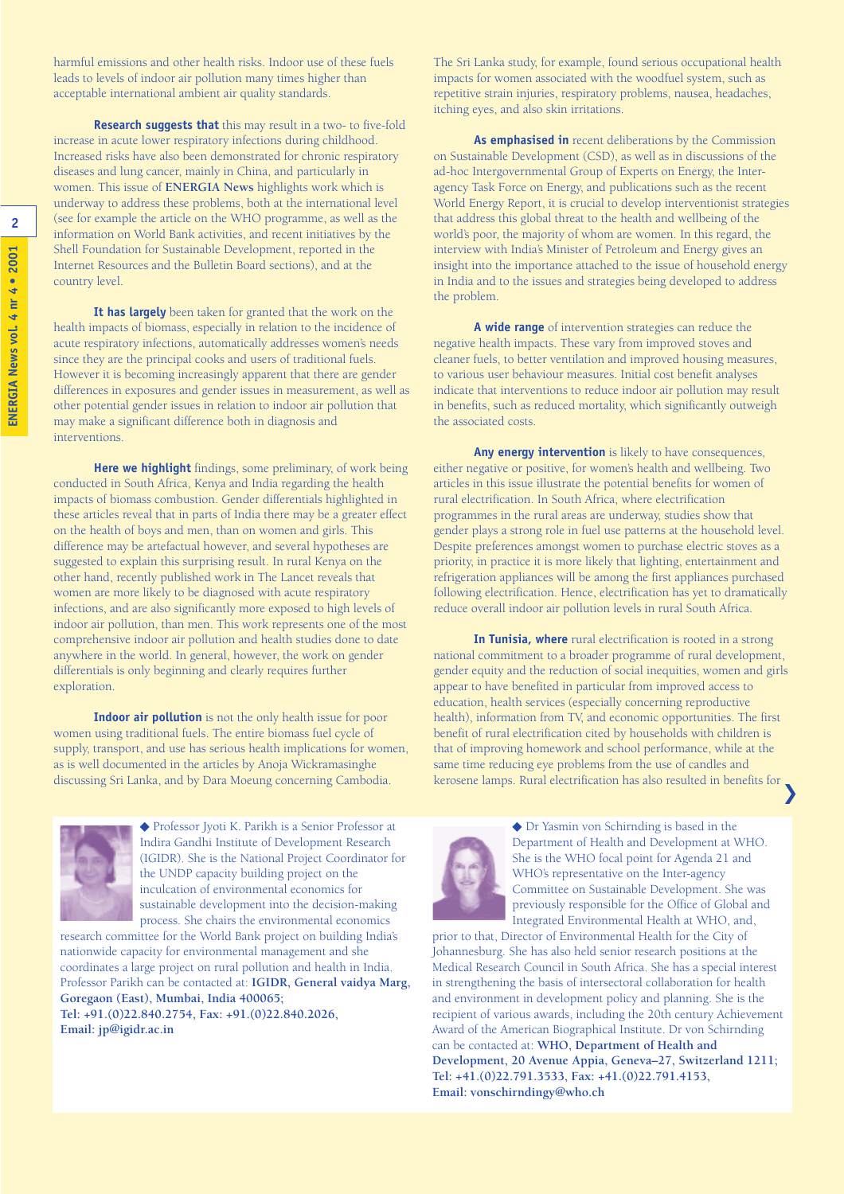harmful emissions and other health risks. Indoor use of these fuels leads to levels of indoor air pollution many times higher than acceptable international ambient air quality standards.

**Research suggests that** this may result in a two- to five-fold increase in acute lower respiratory infections during childhood. Increased risks have also been demonstrated for chronic respiratory diseases and lung cancer, mainly in China, and particularly in women. This issue of **ENERGIA News** highlights work which is underway to address these problems, both at the international level (see for example the article on the WHO programme, as well as the information on World Bank activities, and recent initiatives by the Shell Foundation for Sustainable Development, reported in the Internet Resources and the Bulletin Board sections), and at the country level.

**It has largely** been taken for granted that the work on the health impacts of biomass, especially in relation to the incidence of acute respiratory infections, automatically addresses women's needs since they are the principal cooks and users of traditional fuels. However it is becoming increasingly apparent that there are gender differences in exposures and gender issues in measurement, as well as other potential gender issues in relation to indoor air pollution that may make a significant difference both in diagnosis and interventions.

**Here we highlight** findings, some preliminary, of work being conducted in South Africa, Kenya and India regarding the health impacts of biomass combustion. Gender differentials highlighted in these articles reveal that in parts of India there may be a greater effect on the health of boys and men, than on women and girls. This difference may be artefactual however, and several hypotheses are suggested to explain this surprising result. In rural Kenya on the other hand, recently published work in The Lancet reveals that women are more likely to be diagnosed with acute respiratory infections, and are also significantly more exposed to high levels of indoor air pollution, than men. This work represents one of the most comprehensive indoor air pollution and health studies done to date anywhere in the world. In general, however, the work on gender differentials is only beginning and clearly requires further exploration.

**Indoor air pollution** is not the only health issue for poor women using traditional fuels. The entire biomass fuel cycle of supply, transport, and use has serious health implications for women, as is well documented in the articles by Anoja Wickramasinghe discussing Sri Lanka, and by Dara Moeung concerning Cambodia. The Sri Lanka study, for example, found serious occupational health impacts for women associated with the woodfuel system, such as repetitive strain injuries, respiratory problems, nausea, headaches, itching eyes, and also skin irritations.

**As emphasised in** recent deliberations by the Commission on Sustainable Development (CSD), as well as in discussions of the ad-hoc Intergovernmental Group of Experts on Energy, the Inter-agency Task Force on Energy, and publications such as the recent World Energy Report, it is crucial to develop interventionist strategies that address this global threat to the health and wellbeing of the world's poor, the majority of whom are women. In this regard, the interview with India's Minister of Petroleum and Energy gives an insight into the importance attached to the issue of household energy in India and to the issues and strategies being developed to address the problem.

**A wide range** of intervention strategies can reduce the negative health impacts. These vary from improved stoves and cleaner fuels, to better ventilation and improved housing measures, to various user behaviour measures. Initial cost benefit analyses indicate that interventions to reduce indoor air pollution may result in benefits, such as reduced mortality, which significantly outweigh the associated costs.

**Any energy intervention** is likely to have consequences, either negative or positive, for women's health and wellbeing. Two articles in this issue illustrate the potential benefits for women of rural electrification. In South Africa, where electrification programmes in the rural areas are underway, studies show that gender plays a strong role in fuel use patterns at the household level. Despite preferences amongst women to purchase electric stoves as a priority, in practice it is more likely that lighting, entertainment and refrigeration appliances will be among the first appliances purchased following electrification. Hence, electrification has yet to dramatically reduce overall indoor air pollution levels in rural South Africa.

**In Tunisia, where** rural electrification is rooted in a strong national commitment to a broader programme of rural development, gender equity and the reduction of social inequities, women and girls appear to have benefited in particular from improved access to education, health services (especially concerning reproductive health), information from TV, and economic opportunities. The first benefit of rural electrification cited by households with children is that of improving homework and school performance, while at the same time reducing eye problems from the use of candles and kerosene lamps. Rural electrification has also resulted in benefits for

◆ Professor Jyoti K. Parikh is a Senior Professor at Indira Gandhi Institute of Development Research (IGIDR). She is the National Project Coordinator for the UNDP capacity building project on the inculcation of environmental economics for sustainable development into the decision-making process. She chairs the environmental economics research committee for the World Bank project on building India's nationwide capacity for environmental management and she coordinates a large project on rural pollution and health in India. Professor Parikh can be contacted at: **IGIDR, General vaidya Marg, Goregaon (East), Mumbai, India 400065; Tel: +91.(0)22.840.2754, Fax: +91.(0)22.840.2026, Email: jp@igidr.ac.in**

◆ Dr Yasmin von Schirnding is based in the Department of Health and Development at WHO. She is the WHO focal point for Agenda 21 and WHO's representative on the Inter-agency Committee on Sustainable Development. She was previously responsible for the Office of Global and Integrated Environmental Health at WHO, and, prior to that, Director of Environmental Health for the City of Johannesburg. She has also held senior research positions at the Medical Research Council in South Africa. She has a special interest in strengthening the basis of intersectoral collaboration for health and environment in development policy and planning. She is the recipient of various awards, including the 20th century Achievement Award of the American Biographical Institute. Dr von Schirnding can be contacted at: **WHO, Department of Health and Development, 20 Avenue Appia, Geneva–27, Switzerland 1211; Tel: +41.(0)22.791.3533, Fax: +41.(0)22.791.4153, Email: vonschirndingy@who.ch**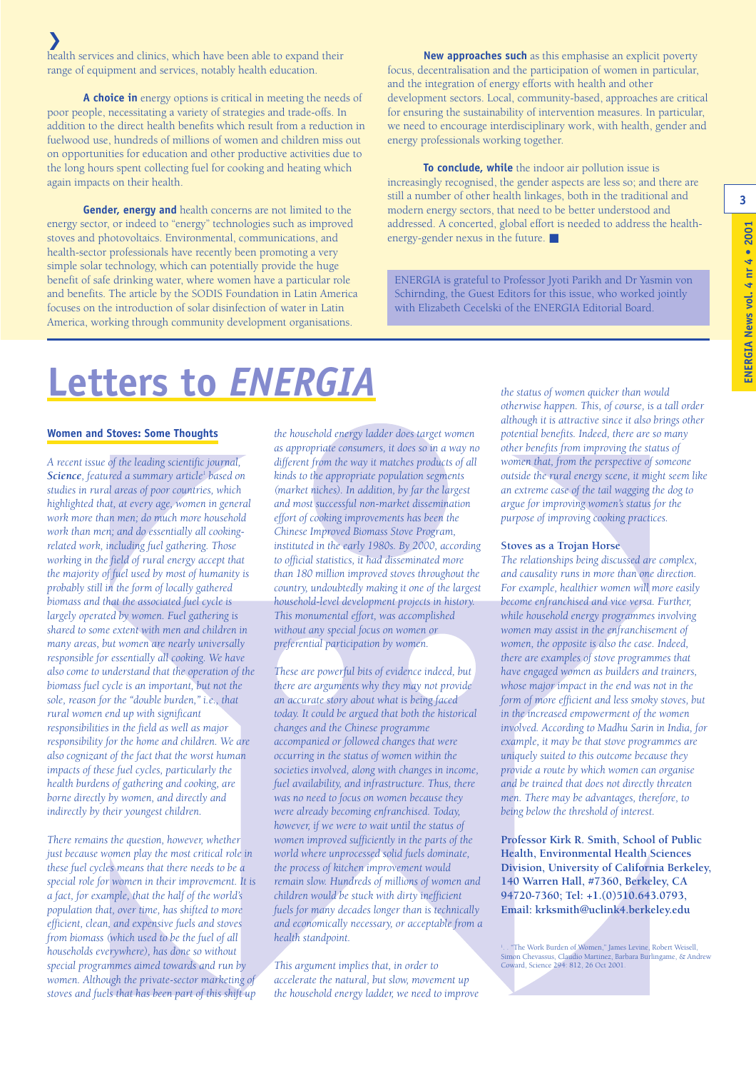health services and clinics, which have been able to expand their range of equipment and services, notably health education.

**A choice in** energy options is critical in meeting the needs of poor people, necessitating a variety of strategies and trade-offs. In addition to the direct health benefits which result from a reduction in fuelwood use, hundreds of millions of women and children miss out on opportunities for education and other productive activities due to the long hours spent collecting fuel for cooking and heating which again impacts on their health.

**Gender, energy and** health concerns are not limited to the energy sector, or indeed to "energy" technologies such as improved stoves and photovoltaics. Environmental, communications, and health-sector professionals have recently been promoting a very simple solar technology, which can potentially provide the huge benefit of safe drinking water, where women have a particular role and benefits. The article by the SODIS Foundation in Latin America focuses on the introduction of solar disinfection of water in Latin America, working through community development organisations.

**New approaches such** as this emphasise an explicit poverty focus, decentralisation and the participation of women in particular, and the integration of energy efforts with health and other development sectors. Local, community-based, approaches are critical for ensuring the sustainability of intervention measures. In particular, we need to encourage interdisciplinary work, with health, gender and energy professionals working together.

**To conclude, while** the indoor air pollution issue is increasingly recognised, the gender aspects are less so; and there are still a number of other health linkages, both in the traditional and modern energy sectors, that need to be better understood and addressed. A concerted, global effort is needed to address the health-energy-gender nexus in the future. ■

ENERGIA is grateful to Professor Jyoti Parikh and Dr Yasmin von Schirnding, the Guest Editors for this issue, who worked jointly with Elizabeth Cecelski of the ENERGIA Editorial Board.

# Letters to *ENERGIA*

## Women and Stoves: Some Thoughts

*A recent issue of the leading scientific journal,* ***Science****, featured a summary article*[1] *based on studies in rural areas of poor countries, which highlighted that, at every age, women in general work more than men; do much more household work than men; and do essentially all cooking-related work, including fuel gathering. Those working in the field of rural energy accept that the majority of fuel used by most of humanity is probably still in the form of locally gathered biomass and that the associated fuel cycle is largely operated by women. Fuel gathering is shared to some extent with men and children in many areas, but women are nearly universally responsible for essentially all cooking. We have also come to understand that the operation of the biomass fuel cycle is an important, but not the sole, reason for the "double burden," i.e., that rural women end up with significant responsibilities in the field as well as major responsibility for the home and children. We are also cognizant of the fact that the worst human impacts of these fuel cycles, particularly the health burdens of gathering and cooking, are borne directly by women, and directly and indirectly by their youngest children.*

*There remains the question, however, whether just because women play the most critical role in these fuel cycles means that there needs to be a special role for women in their improvement. It is a fact, for example, that the half of the world's population that, over time, has shifted to more efficient, clean, and expensive fuels and stoves from biomass (which used to be the fuel of all households everywhere), has done so without special programmes aimed towards and run by women. Although the private-sector marketing of stoves and fuels that has been part of this shift up the household energy ladder does target women as appropriate consumers, it does so in a way no different from the way it matches products of all kinds to the appropriate population segments (market niches). In addition, by far the largest and most successful non-market dissemination effort of cooking improvements has been the Chinese Improved Biomass Stove Program, instituted in the early 1980s. By 2000, according to official statistics, it had disseminated more than 180 million improved stoves throughout the country, undoubtedly making it one of the largest household-level development projects in history. This monumental effort, was accomplished without any special focus on women or preferential participation by women.*

*These are powerful bits of evidence indeed, but there are arguments why they may not provide an accurate story about what is being faced today. It could be argued that both the historical changes and the Chinese programme accompanied or followed changes that were occurring in the status of women within the societies involved, along with changes in income, fuel availability, and infrastructure. Thus, there was no need to focus on women because they were already becoming enfranchised. Today, however, if we were to wait until the status of women improved sufficiently in the parts of the world where unprocessed solid fuels dominate, the process of kitchen improvement would remain slow. Hundreds of millions of women and children would be stuck with dirty inefficient fuels for many decades longer than is technically and economically necessary, or acceptable from a health standpoint.*

*This argument implies that, in order to accelerate the natural, but slow, movement up the household energy ladder, we need to improve the status of women quicker than would otherwise happen. This, of course, is a tall order although it is attractive since it also brings other potential benefits. Indeed, there are so many other benefits from improving the status of women that, from the perspective of someone outside the rural energy scene, it might seem like an extreme case of the tail wagging the dog to argue for improving women's status for the purpose of improving cooking practices.*

### Stoves as a Trojan Horse

*The relationships being discussed are complex, and causality runs in more than one direction. For example, healthier women will more easily become enfranchised and vice versa. Further, while household energy programmes involving women may assist in the enfranchisement of women, the opposite is also the case. Indeed, there are examples of stove programmes that have engaged women as builders and trainers, whose major impact in the end was not in the form of more efficient and less smoky stoves, but in the increased empowerment of the women involved. According to Madhu Sarin in India, for example, it may be that stove programmes are uniquely suited to this outcome because they provide a route by which women can organise and be trained that does not directly threaten men. There may be advantages, therefore, to being below the threshold of interest.*

**Professor Kirk R. Smith, School of Public Health, Environmental Health Sciences Division, University of California Berkeley, 140 Warren Hall, #7360, Berkeley, CA 94720-7360; Tel: +1.(0)510.643.0793, Email: krksmith@uclink4.berkeley.edu**

[1] . "The Work Burden of Women," James Levine, Robert Weisell, Simon Chevassus, Claudio Martinez, Barbara Burlingame, & Andrew Coward, Science 294: 812, 26 Oct 2001.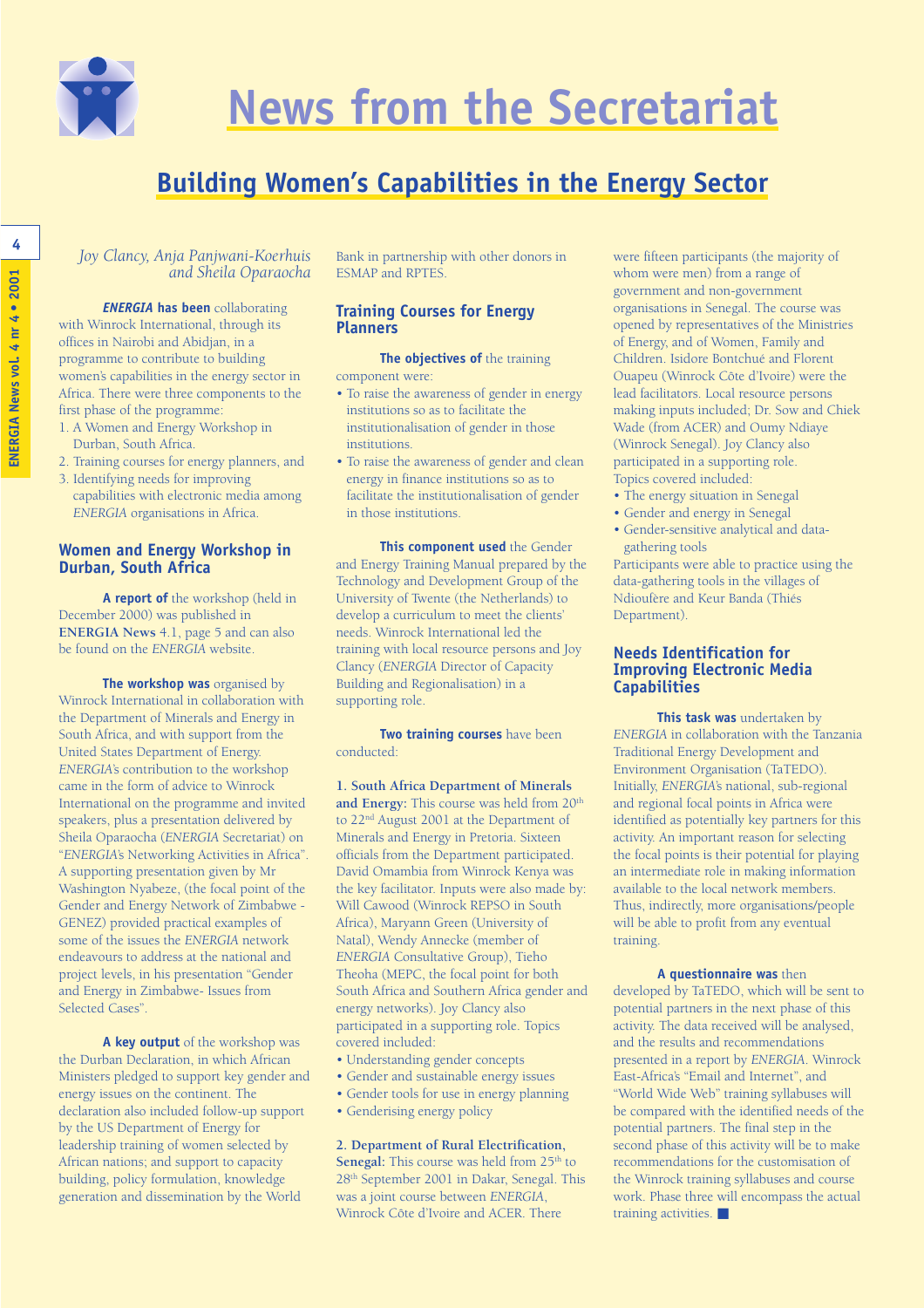# News from the Secretariat

## Building Women's Capabilities in the Energy Sector

*Joy Clancy, Anja Panjwani-Koerhuis and Sheila Oparaocha*

***ENERGIA* has been** collaborating with Winrock International, through its offices in Nairobi and Abidjan, in a programme to contribute to building women's capabilities in the energy sector in Africa. There were three components to the first phase of the programme:

1. A Women and Energy Workshop in Durban, South Africa.
2. Training courses for energy planners, and
3. Identifying needs for improving capabilities with electronic media among *ENERGIA* organisations in Africa.

### Women and Energy Workshop in Durban, South Africa

**A report of** the workshop (held in December 2000) was published in **ENERGIA News** 4.1, page 5 and can also be found on the *ENERGIA* website.

**The workshop was** organised by Winrock International in collaboration with the Department of Minerals and Energy in South Africa, and with support from the United States Department of Energy. *ENERGIA*'s contribution to the workshop came in the form of advice to Winrock International on the programme and invited speakers, plus a presentation delivered by Sheila Oparaocha (*ENERGIA* Secretariat) on "*ENERGIA*'s Networking Activities in Africa". A supporting presentation given by Mr Washington Nyabeze, (the focal point of the Gender and Energy Network of Zimbabwe - GENEZ) provided practical examples of some of the issues the *ENERGIA* network endeavours to address at the national and project levels, in his presentation "Gender and Energy in Zimbabwe- Issues from Selected Cases".

**A key output** of the workshop was the Durban Declaration, in which African Ministers pledged to support key gender and energy issues on the continent. The declaration also included follow-up support by the US Department of Energy for leadership training of women selected by African nations; and support to capacity building, policy formulation, knowledge generation and dissemination by the World Bank in partnership with other donors in ESMAP and RPTES.

### Training Courses for Energy Planners

**The objectives of** the training component were:

- To raise the awareness of gender in energy institutions so as to facilitate the institutionalisation of gender in those institutions.
- To raise the awareness of gender and clean energy in finance institutions so as to facilitate the institutionalisation of gender in those institutions.

**This component used** the Gender and Energy Training Manual prepared by the Technology and Development Group of the University of Twente (the Netherlands) to develop a curriculum to meet the clients' needs. Winrock International led the training with local resource persons and Joy Clancy (*ENERGIA* Director of Capacity Building and Regionalisation) in a supporting role.

**Two training courses** have been conducted:

**1. South Africa Department of Minerals and Energy:** This course was held from 20th to 22nd August 2001 at the Department of Minerals and Energy in Pretoria. Sixteen officials from the Department participated. David Omambia from Winrock Kenya was the key facilitator. Inputs were also made by: Will Cawood (Winrock REPSO in South Africa), Maryann Green (University of Natal), Wendy Annecke (member of *ENERGIA* Consultative Group), Tieho Theoha (MEPC, the focal point for both South Africa and Southern Africa gender and energy networks). Joy Clancy also participated in a supporting role. Topics covered included:

- Understanding gender concepts
- Gender and sustainable energy issues
- Gender tools for use in energy planning
- Genderising energy policy

**2. Department of Rural Electrification, Senegal:** This course was held from 25th to 28th September 2001 in Dakar, Senegal. This was a joint course between *ENERGIA*, Winrock Côte d'Ivoire and ACER. There were fifteen participants (the majority of whom were men) from a range of government and non-government organisations in Senegal. The course was opened by representatives of the Ministries of Energy, and of Women, Family and Children. Isidore Bontchué and Florent Ouapeu (Winrock Côte d'Ivoire) were the lead facilitators. Local resource persons making inputs included; Dr. Sow and Chiek Wade (from ACER) and Oumy Ndiaye (Winrock Senegal). Joy Clancy also participated in a supporting role.
Topics covered included:

- The energy situation in Senegal
- Gender and energy in Senegal
- Gender-sensitive analytical and data-gathering tools

Participants were able to practice using the data-gathering tools in the villages of Ndioufère and Keur Banda (Thiés Department).

### Needs Identification for Improving Electronic Media Capabilities

**This task was** undertaken by *ENERGIA* in collaboration with the Tanzania Traditional Energy Development and Environment Organisation (TaTEDO). Initially, *ENERGIA*'s national, sub-regional and regional focal points in Africa were identified as potentially key partners for this activity. An important reason for selecting the focal points is their potential for playing an intermediate role in making information available to the local network members. Thus, indirectly, more organisations/people will be able to profit from any eventual training.

**A questionnaire was** then developed by TaTEDO, which will be sent to potential partners in the next phase of this activity. The data received will be analysed, and the results and recommendations presented in a report by *ENERGIA*. Winrock East-Africa's "Email and Internet", and "World Wide Web" training syllabuses will be compared with the identified needs of the potential partners. The final step in the second phase of this activity will be to make recommendations for the customisation of the Winrock training syllabuses and course work. Phase three will encompass the actual training activities. ■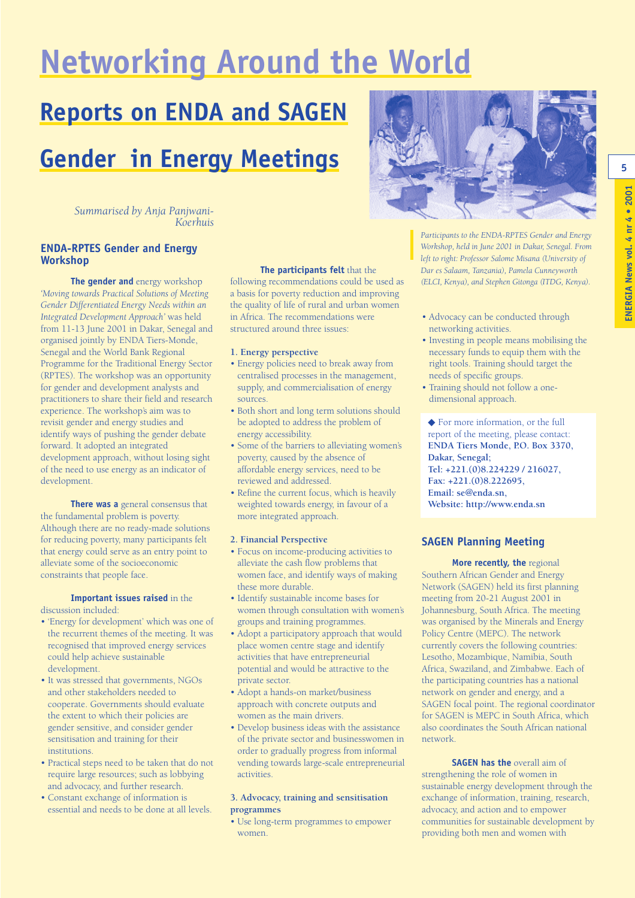# Networking Around the World

## Reports on ENDA and SAGEN Gender in Energy Meetings

*Summarised by Anja Panjwani-Koerhuis*

### ENDA-RPTES Gender and Energy Workshop

**The gender and** energy workshop *'Moving towards Practical Solutions of Meeting Gender Differentiated Energy Needs within an Integrated Development Approach'* was held from 11-13 June 2001 in Dakar, Senegal and organised jointly by ENDA Tiers-Monde, Senegal and the World Bank Regional Programme for the Traditional Energy Sector (RPTES). The workshop was an opportunity for gender and development analysts and practitioners to share their field and research experience. The workshop's aim was to revisit gender and energy studies and identify ways of pushing the gender debate forward. It adopted an integrated development approach, without losing sight of the need to use energy as an indicator of development.

**There was a** general consensus that the fundamental problem is poverty. Although there are no ready-made solutions for reducing poverty, many participants felt that energy could serve as an entry point to alleviate some of the socioeconomic constraints that people face.

**Important issues raised** in the discussion included:

- 'Energy for development' which was one of the recurrent themes of the meeting. It was recognised that improved energy services could help achieve sustainable development.
- It was stressed that governments, NGOs and other stakeholders needed to cooperate. Governments should evaluate the extent to which their policies are gender sensitive, and consider gender sensitisation and training for their institutions.
- Practical steps need to be taken that do not require large resources; such as lobbying and advocacy, and further research.
- Constant exchange of information is essential and needs to be done at all levels.

**The participants felt** that the following recommendations could be used as a basis for poverty reduction and improving the quality of life of rural and urban women in Africa. The recommendations were structured around three issues:

**1. Energy perspective**

- Energy policies need to break away from centralised processes in the management, supply, and commercialisation of energy sources.
- Both short and long term solutions should be adopted to address the problem of energy accessibility.
- Some of the barriers to alleviating women's poverty, caused by the absence of affordable energy services, need to be reviewed and addressed.
- Refine the current focus, which is heavily weighted towards energy, in favour of a more integrated approach.

**2. Financial Perspective**

- Focus on income-producing activities to alleviate the cash flow problems that women face, and identify ways of making these more durable.
- Identify sustainable income bases for women through consultation with women's groups and training programmes.
- Adopt a participatory approach that would place women centre stage and identify activities that have entrepreneurial potential and would be attractive to the private sector.
- Adopt a hands-on market/business approach with concrete outputs and women as the main drivers.
- Develop business ideas with the assistance of the private sector and businesswomen in order to gradually progress from informal vending towards large-scale entrepreneurial activities.

**3. Advocacy, training and sensitisation programmes**

- Use long-term programmes to empower women.
- Advocacy can be conducted through networking activities.
- Investing in people means mobilising the necessary funds to equip them with the right tools. Training should target the needs of specific groups.
- Training should not follow a one-dimensional approach.

*Participants to the ENDA-RPTES Gender and Energy Workshop, held in June 2001 in Dakar, Senegal. From left to right: Professor Salome Misana (University of Dar es Salaam, Tanzania), Pamela Cunneyworth (ELCI, Kenya), and Stephen Gitonga (ITDG, Kenya).*

◆ For more information, or the full report of the meeting, please contact:
**ENDA Tiers Monde, P.O. Box 3370, Dakar, Senegal;**
**Tel: +221.(0)8.224229 / 216027,**
**Fax: +221.(0)8.222695,**
**Email: se@enda.sn,**
**Website: http://www.enda.sn**

### SAGEN Planning Meeting

**More recently, the** regional Southern African Gender and Energy Network (SAGEN) held its first planning meeting from 20-21 August 2001 in Johannesburg, South Africa. The meeting was organised by the Minerals and Energy Policy Centre (MEPC). The network currently covers the following countries: Lesotho, Mozambique, Namibia, South Africa, Swaziland, and Zimbabwe. Each of the participating countries has a national network on gender and energy, and a SAGEN focal point. The regional coordinator for SAGEN is MEPC in South Africa, which also coordinates the South African national network.

**SAGEN has the** overall aim of strengthening the role of women in sustainable energy development through the exchange of information, training, research, advocacy, and action and to empower communities for sustainable development by providing both men and women with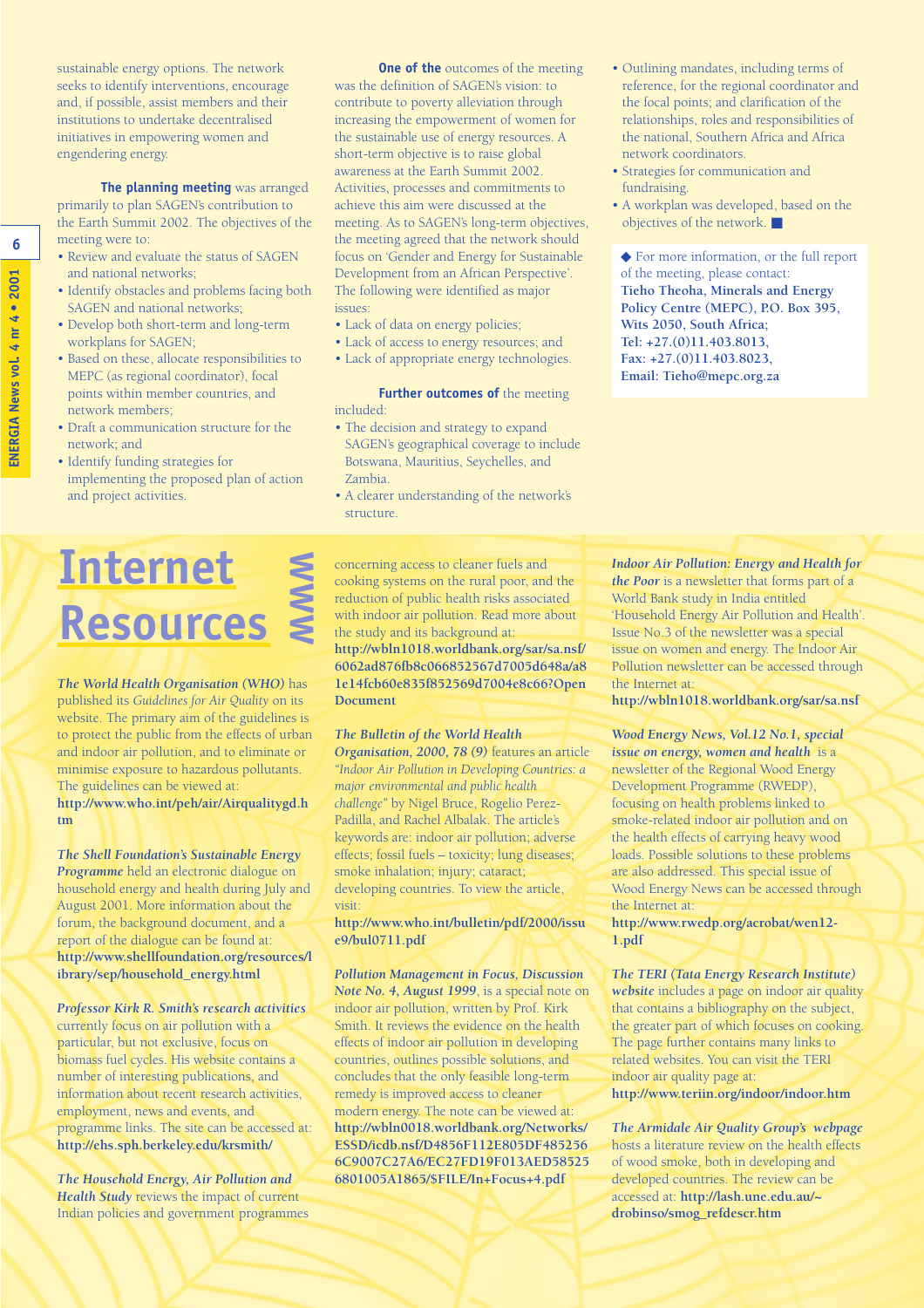sustainable energy options. The network seeks to identify interventions, encourage and, if possible, assist members and their institutions to undertake decentralised initiatives in empowering women and engendering energy.

**The planning meeting** was arranged primarily to plan SAGEN's contribution to the Earth Summit 2002. The objectives of the meeting were to:

- Review and evaluate the status of SAGEN and national networks;
- Identify obstacles and problems facing both SAGEN and national networks;
- Develop both short-term and long-term workplans for SAGEN;
- Based on these, allocate responsibilities to MEPC (as regional coordinator), focal points within member countries, and network members;
- Draft a communication structure for the network; and
- Identify funding strategies for implementing the proposed plan of action and project activities.

**One of the** outcomes of the meeting was the definition of SAGEN's vision: to contribute to poverty alleviation through increasing the empowerment of women for the sustainable use of energy resources. A short-term objective is to raise global awareness at the Earth Summit 2002. Activities, processes and commitments to achieve this aim were discussed at the meeting. As to SAGEN's long-term objectives, the meeting agreed that the network should focus on 'Gender and Energy for Sustainable Development from an African Perspective'. The following were identified as major issues:

- Lack of data on energy policies;
- Lack of access to energy resources; and
- Lack of appropriate energy technologies.

**Further outcomes of** the meeting included:

- The decision and strategy to expand SAGEN's geographical coverage to include Botswana, Mauritius, Seychelles, and Zambia.
- A clearer understanding of the network's structure.
- Outlining mandates, including terms of reference, for the regional coordinator and the focal points; and clarification of the relationships, roles and responsibilities of the national, Southern Africa and Africa network coordinators.
- Strategies for communication and fundraising.
- A workplan was developed, based on the objectives of the network. ■

◆ For more information, or the full report of the meeting, please contact:
**Tieho Theoha, Minerals and Energy Policy Centre (MEPC), P.O. Box 395, Wits 2050, South Africa;**
**Tel: +27.(0)11.403.8013,**
**Fax: +27.(0)11.403.8023,**
**Email: Tieho@mepc.org.za**

# Internet Resources

*The World Health Organisation (WHO)* has published its *Guidelines for Air Quality* on its website. The primary aim of the guidelines is to protect the public from the effects of urban and indoor air pollution, and to eliminate or minimise exposure to hazardous pollutants. The guidelines can be viewed at:
**http://www.who.int/peh/air/Airqualitygd.htm**

*The Shell Foundation's Sustainable Energy Programme* held an electronic dialogue on household energy and health during July and August 2001. More information about the forum, the background document, and a report of the dialogue can be found at:
**http://www.shellfoundation.org/resources/library/sep/household_energy.html**

*Professor Kirk R. Smith's research activities* currently focus on air pollution with a particular, but not exclusive, focus on biomass fuel cycles. His website contains a number of interesting publications, and information about recent research activities, employment, news and events, and programme links. The site can be accessed at:
**http://ehs.sph.berkeley.edu/krsmith/**

*The Household Energy, Air Pollution and Health Study* reviews the impact of current Indian policies and government programmes concerning access to cleaner fuels and cooking systems on the rural poor, and the reduction of public health risks associated with indoor air pollution. Read more about the study and its background at:
**http://wbln1018.worldbank.org/sar/sa.nsf/6062ad876fb8c066852567d7005d648a/a81e14fcb60e835f852569d7004e8c66?OpenDocument**

*The Bulletin of the World Health Organisation, 2000, 78 (9)* features an article *"Indoor Air Pollution in Developing Countries: a major environmental and public health challenge"* by Nigel Bruce, Rogelio Perez-Padilla, and Rachel Albalak. The article's keywords are: indoor air pollution; adverse effects; fossil fuels – toxicity; lung diseases; smoke inhalation; injury; cataract; developing countries. To view the article, visit:
**http://www.who.int/bulletin/pdf/2000/issue9/bul0711.pdf**

*Pollution Management in Focus, Discussion Note No. 4, August 1999*, is a special note on indoor air pollution, written by Prof. Kirk Smith. It reviews the evidence on the health effects of indoor air pollution in developing countries, outlines possible solutions, and concludes that the only feasible long-term remedy is improved access to cleaner modern energy. The note can be viewed at:
**http://wbln0018.worldbank.org/Networks/ESSD/icdb.nsf/D4856F112E805DF4852566C9007C27A6/EC27FD19F013AED585256801005A1865/$FILE/In+Focus+4.pdf**

*Indoor Air Pollution: Energy and Health for the Poor* is a newsletter that forms part of a World Bank study in India entitled 'Household Energy Air Pollution and Health'. Issue No.3 of the newsletter was a special issue on women and energy. The Indoor Air Pollution newsletter can be accessed through the Internet at:
**http://wbln1018.worldbank.org/sar/sa.nsf**

*Wood Energy News, Vol.12 No.1, special issue on energy, women and health* is a newsletter of the Regional Wood Energy Development Programme (RWEDP), focusing on health problems linked to smoke-related indoor air pollution and on the health effects of carrying heavy wood loads. Possible solutions to these problems are also addressed. This special issue of Wood Energy News can be accessed through the Internet at:
**http://www.rwedp.org/acrobat/wen12-1.pdf**

*The TERI (Tata Energy Research Institute) website* includes a page on indoor air quality that contains a bibliography on the subject, the greater part of which focuses on cooking. The page further contains many links to related websites. You can visit the TERI indoor air quality page at:
**http://www.teriin.org/indoor/indoor.htm**

*The Armidale Air Quality Group's webpage* hosts a literature review on the health effects of wood smoke, both in developing and developed countries. The review can be accessed at: **http://lash.une.edu.au/~drobinso/smog_refdescr.htm**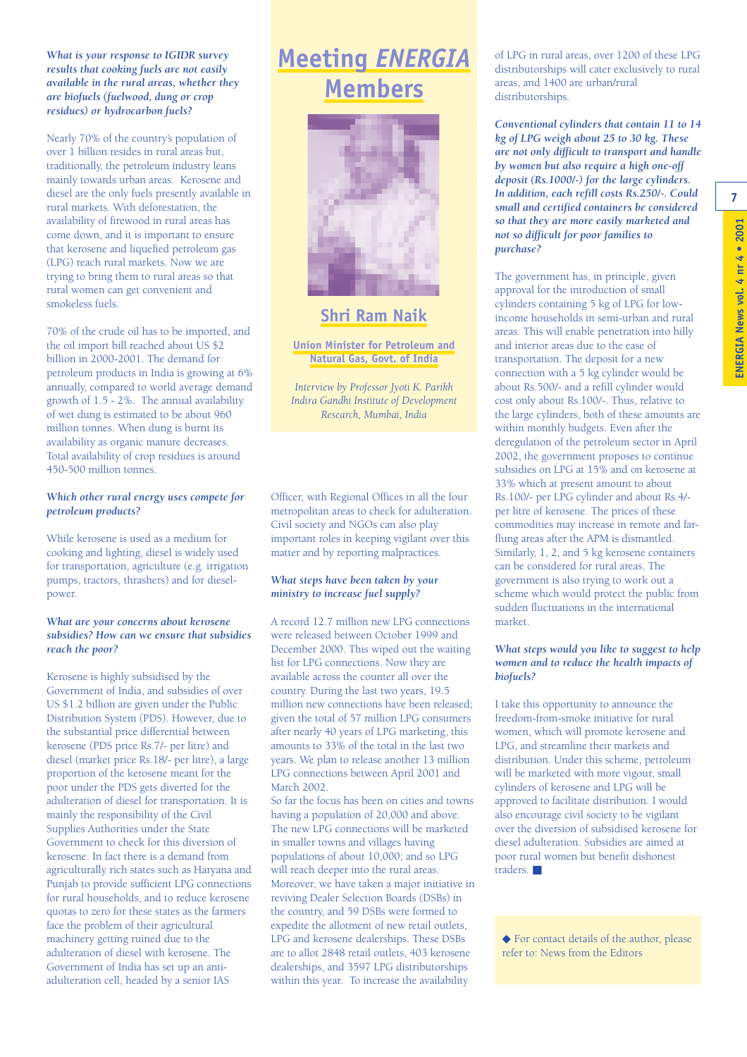# Meeting *ENERGIA* Members

## Shri Ram Naik

**Union Minister for Petroleum and Natural Gas, Govt. of India**

*Interview by Professor Jyoti K. Parikh Indira Gandhi Institute of Development Research, Mumbai, India*

***What is your response to IGIDR survey results that cooking fuels are not easily available in the rural areas, whether they are biofuels (fuelwood, dung or crop residues) or hydrocarbon fuels?***

Nearly 70% of the country's population of over 1 billion resides in rural areas but, traditionally, the petroleum industry leans mainly towards urban areas. Kerosene and diesel are the only fuels presently available in rural markets. With deforestation, the availability of firewood in rural areas has come down, and it is important to ensure that kerosene and liquefied petroleum gas (LPG) reach rural markets. Now we are trying to bring them to rural areas so that rural women can get convenient and smokeless fuels.

70% of the crude oil has to be imported, and the oil import bill reached about US $2 billion in 2000-2001. The demand for petroleum products in India is growing at 6% annually, compared to world average demand growth of 1.5 - 2%. The annual availability of wet dung is estimated to be about 960 million tonnes. When dung is burnt its availability as organic manure decreases. Total availability of crop residues is around 450-500 million tonnes.

***Which other rural energy uses compete for petroleum products?***

While kerosene is used as a medium for cooking and lighting, diesel is widely used for transportation, agriculture (e.g. irrigation pumps, tractors, thrashers) and for diesel-power.

***What are your concerns about kerosene subsidies? How can we ensure that subsidies reach the poor?***

Kerosene is highly subsidised by the Government of India, and subsidies of over US $1.2 billion are given under the Public Distribution System (PDS). However, due to the substantial price differential between kerosene (PDS price Rs.7/- per litre) and diesel (market price Rs.18/- per litre), a large proportion of the kerosene meant for the poor under the PDS gets diverted for the adulteration of diesel for transportation. It is mainly the responsibility of the Civil Supplies Authorities under the State Government to check for this diversion of kerosene. In fact there is a demand from agriculturally rich states such as Haryana and Punjab to provide sufficient LPG connections for rural households, and to reduce kerosene quotas to zero for these states as the farmers face the problem of their agricultural machinery getting ruined due to the adulteration of diesel with kerosene. The Government of India has set up an anti-adulteration cell, headed by a senior IAS Officer, with Regional Offices in all the four metropolitan areas to check for adulteration. Civil society and NGOs can also play important roles in keeping vigilant over this matter and by reporting malpractices.

***What steps have been taken by your ministry to increase fuel supply?***

A record 12.7 million new LPG connections were released between October 1999 and December 2000. This wiped out the waiting list for LPG connections. Now they are available across the counter all over the country. During the last two years, 19.5 million new connections have been released; given the total of 57 million LPG consumers after nearly 40 years of LPG marketing, this amounts to 33% of the total in the last two years. We plan to release another 13 million LPG connections between April 2001 and March 2002.

So far the focus has been on cities and towns having a population of 20,000 and above. The new LPG connections will be marketed in smaller towns and villages having populations of about 10,000; and so LPG will reach deeper into the rural areas. Moreover, we have taken a major initiative in reviving Dealer Selection Boards (DSBs) in the country, and 59 DSBs were formed to expedite the allotment of new retail outlets, LPG and kerosene dealerships. These DSBs are to allot 2848 retail outlets, 403 kerosene dealerships, and 3597 LPG distributorships within this year. To increase the availability of LPG in rural areas, over 1200 of these LPG distributorships will cater exclusively to rural areas, and 1400 are urban/rural distributorships.

***Conventional cylinders that contain 11 to 14 kg of LPG weigh about 25 to 30 kg. These are not only difficult to transport and handle by women but also require a high one-off deposit (Rs.1000/-) for the large cylinders. In addition, each refill costs Rs.250/-. Could small and certified containers be considered so that they are more easily marketed and not so difficult for poor families to purchase?***

The government has, in principle, given approval for the introduction of small cylinders containing 5 kg of LPG for low-income households in semi-urban and rural areas. This will enable penetration into hilly and interior areas due to the ease of transportation. The deposit for a new connection with a 5 kg cylinder would be about Rs.500/- and a refill cylinder would cost only about Rs.100/-. Thus, relative to the large cylinders, both of these amounts are within monthly budgets. Even after the deregulation of the petroleum sector in April 2002, the government proposes to continue subsidies on LPG at 15% and on kerosene at 33% which at present amount to about Rs.100/- per LPG cylinder and about Rs.4/- per litre of kerosene. The prices of these commodities may increase in remote and far-flung areas after the APM is dismantled. Similarly, 1, 2, and 5 kg kerosene containers can be considered for rural areas. The government is also trying to work out a scheme which would protect the public from sudden fluctuations in the international market.

***What steps would you like to suggest to help women and to reduce the health impacts of biofuels?***

I take this opportunity to announce the freedom-from-smoke initiative for rural women, which will promote kerosene and LPG, and streamline their markets and distribution. Under this scheme, petroleum will be marketed with more vigour, small cylinders of kerosene and LPG will be approved to facilitate distribution. I would also encourage civil society to be vigilant over the diversion of subsidised kerosene for diesel adulteration. Subsidies are aimed at poor rural women but benefit dishonest traders. ■

◆ For contact details of the author, please refer to: News from the Editors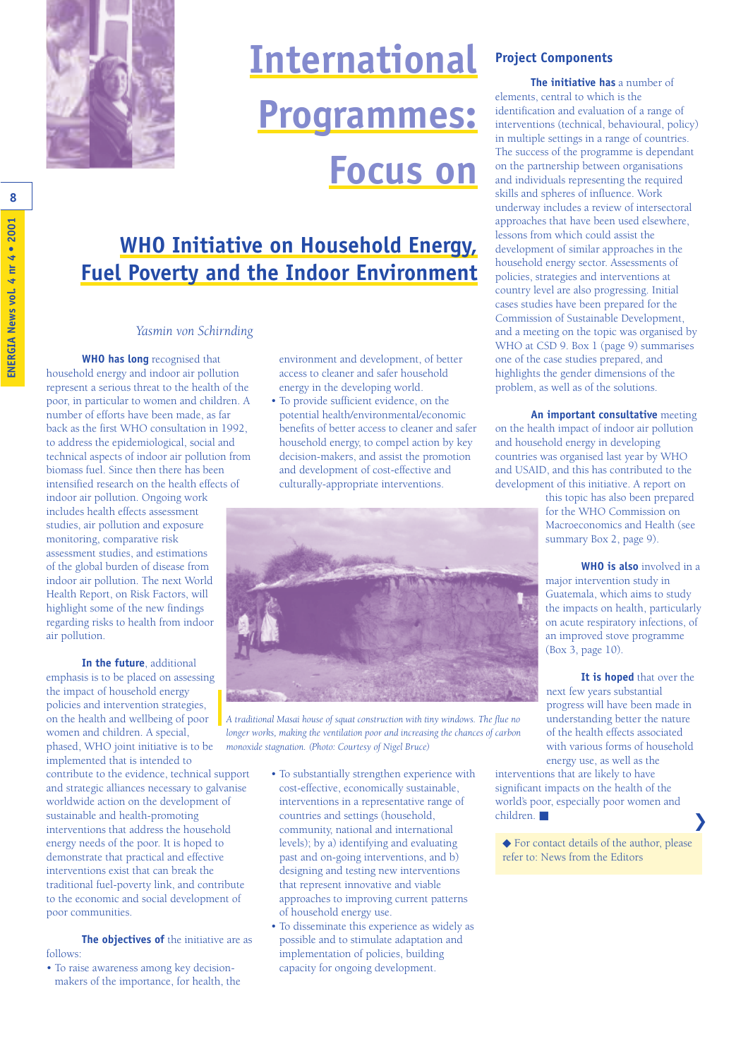# International Programmes: Focus on

## WHO Initiative on Household Energy, Fuel Poverty and the Indoor Environment

*Yasmin von Schirnding*

**WHO has long** recognised that household energy and indoor air pollution represent a serious threat to the health of the poor, in particular to women and children. A number of efforts have been made, as far back as the first WHO consultation in 1992, to address the epidemiological, social and technical aspects of indoor air pollution from biomass fuel. Since then there has been intensified research on the health effects of indoor air pollution. Ongoing work includes health effects assessment studies, air pollution and exposure monitoring, comparative risk assessment studies, and estimations of the global burden of disease from indoor air pollution. The next World Health Report, on Risk Factors, will highlight some of the new findings regarding risks to health from indoor air pollution.

**In the future**, additional emphasis is to be placed on assessing the impact of household energy policies and intervention strategies, on the health and wellbeing of poor women and children. A special, phased, WHO joint initiative is to be implemented that is intended to contribute to the evidence, technical support and strategic alliances necessary to galvanise worldwide action on the development of sustainable and health-promoting interventions that address the household energy needs of the poor. It is hoped to demonstrate that practical and effective interventions exist that can break the traditional fuel-poverty link, and contribute to the economic and social development of poor communities.

**The objectives of** the initiative are as follows:

- To raise awareness among key decision-makers of the importance, for health, the environment and development, of better access to cleaner and safer household energy in the developing world.
- To provide sufficient evidence, on the potential health/environmental/economic benefits of better access to cleaner and safer household energy, to compel action by key decision-makers, and assist the promotion and development of cost-effective and culturally-appropriate interventions.
- To substantially strengthen experience with cost-effective, economically sustainable, interventions in a representative range of countries and settings (household, community, national and international levels); by a) identifying and evaluating past and on-going interventions, and b) designing and testing new interventions that represent innovative and viable approaches to improving current patterns of household energy use.
- To disseminate this experience as widely as possible and to stimulate adaptation and implementation of policies, building capacity for ongoing development.

*A traditional Masai house of squat construction with tiny windows. The flue no longer works, making the ventilation poor and increasing the chances of carbon monoxide stagnation. (Photo: Courtesy of Nigel Bruce)*

### Project Components

**The initiative has** a number of elements, central to which is the identification and evaluation of a range of interventions (technical, behavioural, policy) in multiple settings in a range of countries. The success of the programme is dependant on the partnership between organisations and individuals representing the required skills and spheres of influence. Work underway includes a review of intersectoral approaches that have been used elsewhere, lessons from which could assist the development of similar approaches in the household energy sector. Assessments of policies, strategies and interventions at country level are also progressing. Initial cases studies have been prepared for the Commission of Sustainable Development, and a meeting on the topic was organised by WHO at CSD 9. Box 1 (page 9) summarises one of the case studies prepared, and highlights the gender dimensions of the problem, as well as of the solutions.

**An important consultative** meeting on the health impact of indoor air pollution and household energy in developing countries was organised last year by WHO and USAID, and this has contributed to the development of this initiative. A report on this topic has also been prepared for the WHO Commission on Macroeconomics and Health (see summary Box 2, page 9).

**WHO is also** involved in a major intervention study in Guatemala, which aims to study the impacts on health, particularly on acute respiratory infections, of an improved stove programme (Box 3, page 10).

**It is hoped** that over the next few years substantial progress will have been made in understanding better the nature of the health effects associated with various forms of household energy use, as well as the interventions that are likely to have significant impacts on the health of the world's poor, especially poor women and children. ■

◆ For contact details of the author, please refer to: News from the Editors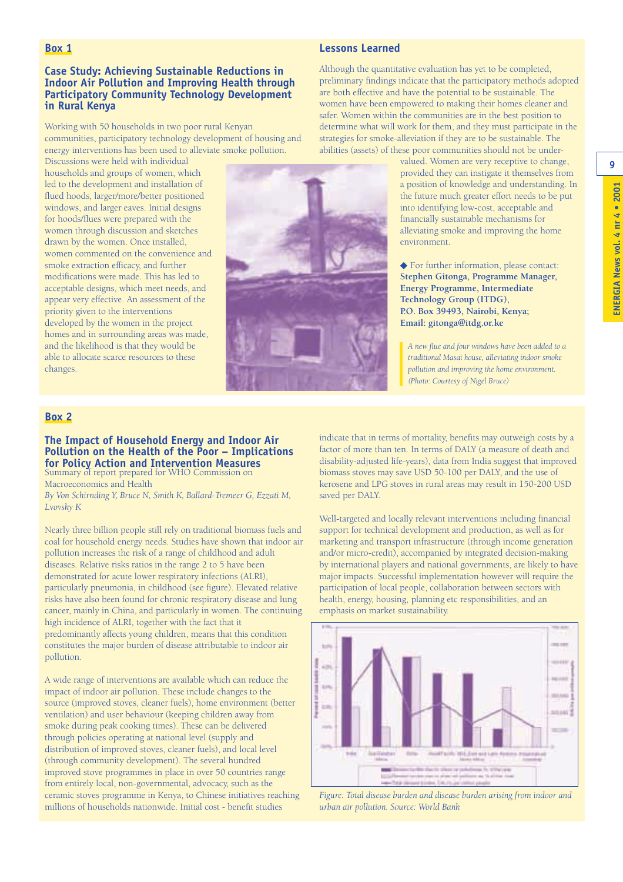## Box 1

### Case Study: Achieving Sustainable Reductions in Indoor Air Pollution and Improving Health through Participatory Community Technology Development in Rural Kenya

Working with 50 households in two poor rural Kenyan communities, participatory technology development of housing and energy interventions has been used to alleviate smoke pollution. Discussions were held with individual households and groups of women, which led to the development and installation of flued hoods, larger/more/better positioned windows, and larger eaves. Initial designs for hoods/flues were prepared with the women through discussion and sketches drawn by the women. Once installed, women commented on the convenience and smoke extraction efficacy, and further modifications were made. This has led to acceptable designs, which meet needs, and appear very effective. An assessment of the priority given to the interventions developed by the women in the project homes and in surrounding areas was made, and the likelihood is that they would be able to allocate scarce resources to these changes.

### Lessons Learned

Although the quantitative evaluation has yet to be completed, preliminary findings indicate that the participatory methods adopted are both effective and have the potential to be sustainable. The women have been empowered to making their homes cleaner and safer. Women within the communities are in the best position to determine what will work for them, and they must participate in the strategies for smoke-alleviation if they are to be sustainable. The abilities (assets) of these poor communities should not be undervalued. Women are very receptive to change, provided they can instigate it themselves from a position of knowledge and understanding. In the future much greater effort needs to be put into identifying low-cost, acceptable and financially sustainable mechanisms for alleviating smoke and improving the home environment.

◆ For further information, please contact: **Stephen Gitonga, Programme Manager, Energy Programme, Intermediate Technology Group (ITDG), P.O. Box 39493, Nairobi, Kenya; Email: gitonga@itdg.or.ke**

*A new flue and four windows have been added to a traditional Masai house, alleviating indoor smoke pollution and improving the home environment. (Photo: Courtesy of Nigel Bruce)*

## Box 2

### The Impact of Household Energy and Indoor Air Pollution on the Health of the Poor – Implications for Policy Action and Intervention Measures

Summary of report prepared for WHO Commission on Macroeconomics and Health

*By Von Schirnding Y, Bruce N, Smith K, Ballard-Tremeer G, Ezzati M, Lvovsky K*

Nearly three billion people still rely on traditional biomass fuels and coal for household energy needs. Studies have shown that indoor air pollution increases the risk of a range of childhood and adult diseases. Relative risks ratios in the range 2 to 5 have been demonstrated for acute lower respiratory infections (ALRI), particularly pneumonia, in childhood (see figure). Elevated relative risks have also been found for chronic respiratory disease and lung cancer, mainly in China, and particularly in women. The continuing high incidence of ALRI, together with the fact that it predominantly affects young children, means that this condition constitutes the major burden of disease attributable to indoor air pollution.

A wide range of interventions are available which can reduce the impact of indoor air pollution. These include changes to the source (improved stoves, cleaner fuels), home environment (better ventilation) and user behaviour (keeping children away from smoke during peak cooking times). These can be delivered through policies operating at national level (supply and distribution of improved stoves, cleaner fuels), and local level (through community development). The several hundred improved stove programmes in place in over 50 countries range from entirely local, non-governmental, advocacy, such as the ceramic stoves programme in Kenya, to Chinese initiatives reaching millions of households nationwide. Initial cost - benefit studies indicate that in terms of mortality, benefits may outweigh costs by a factor of more than ten. In terms of DALY (a measure of death and disability-adjusted life-years), data from India suggest that improved biomass stoves may save USD 50-100 per DALY, and the use of kerosene and LPG stoves in rural areas may result in 150-200 USD saved per DALY.

Well-targeted and locally relevant interventions including financial support for technical development and production, as well as for marketing and transport infrastructure (through income generation and/or micro-credit), accompanied by integrated decision-making by international players and national governments, are likely to have major impacts. Successful implementation however will require the participation of local people, collaboration between sectors with health, energy, housing, planning etc responsibilities, and an emphasis on market sustainability.

*Figure: Total disease burden and disease burden arising from indoor and urban air pollution. Source: World Bank*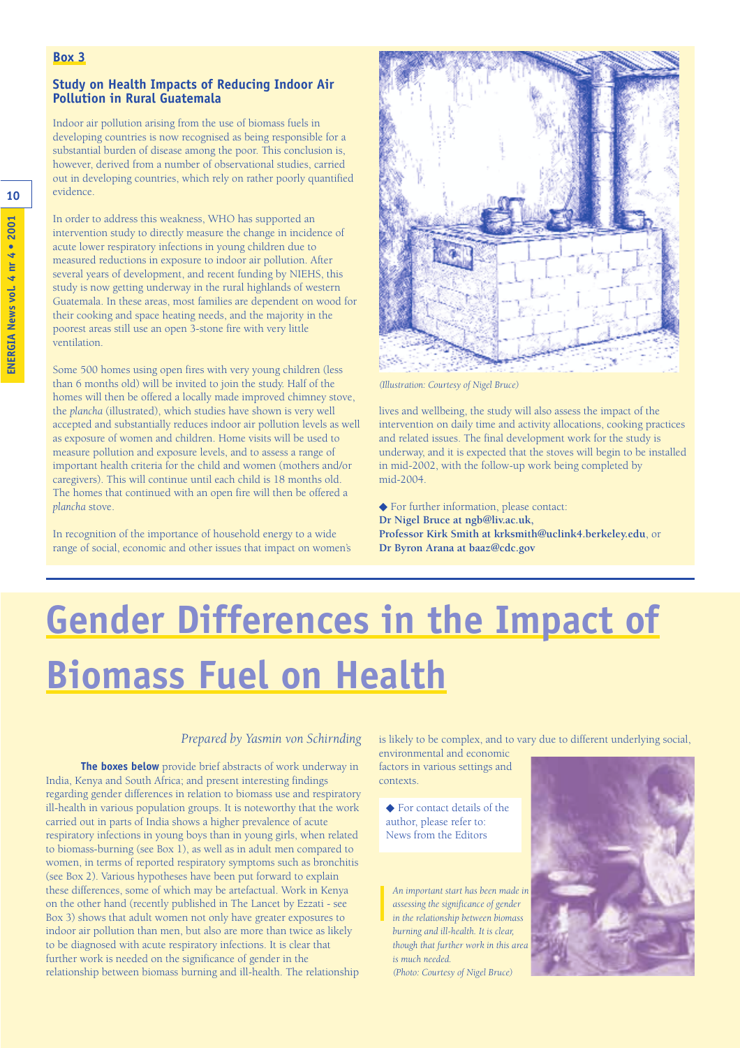## Box 3

### Study on Health Impacts of Reducing Indoor Air Pollution in Rural Guatemala

Indoor air pollution arising from the use of biomass fuels in developing countries is now recognised as being responsible for a substantial burden of disease among the poor. This conclusion is, however, derived from a number of observational studies, carried out in developing countries, which rely on rather poorly quantified evidence.

In order to address this weakness, WHO has supported an intervention study to directly measure the change in incidence of acute lower respiratory infections in young children due to measured reductions in exposure to indoor air pollution. After several years of development, and recent funding by NIEHS, this study is now getting underway in the rural highlands of western Guatemala. In these areas, most families are dependent on wood for their cooking and space heating needs, and the majority in the poorest areas still use an open 3-stone fire with very little ventilation.

Some 500 homes using open fires with very young children (less than 6 months old) will be invited to join the study. Half of the homes will then be offered a locally made improved chimney stove, the *plancha* (illustrated), which studies have shown is very well accepted and substantially reduces indoor air pollution levels as well as exposure of women and children. Home visits will be used to measure pollution and exposure levels, and to assess a range of important health criteria for the child and women (mothers and/or caregivers). This will continue until each child is 18 months old. The homes that continued with an open fire will then be offered a *plancha* stove.

In recognition of the importance of household energy to a wide range of social, economic and other issues that impact on women's lives and wellbeing, the study will also assess the impact of the intervention on daily time and activity allocations, cooking practices and related issues. The final development work for the study is underway, and it is expected that the stoves will begin to be installed in mid-2002, with the follow-up work being completed by mid-2004.

*(Illustration: Courtesy of Nigel Bruce)*

◆ For further information, please contact:
**Dr Nigel Bruce at ngb@liv.ac.uk,**
**Professor Kirk Smith at krksmith@uclink4.berkeley.edu**, or
**Dr Byron Arana at baaz@cdc.gov**

# Gender Differences in the Impact of Biomass Fuel on Health

*Prepared by Yasmin von Schirnding*

**The boxes below** provide brief abstracts of work underway in India, Kenya and South Africa; and present interesting findings regarding gender differences in relation to biomass use and respiratory ill-health in various population groups. It is noteworthy that the work carried out in parts of India shows a higher prevalence of acute respiratory infections in young boys than in young girls, when related to biomass-burning (see Box 1), as well as in adult men compared to women, in terms of reported respiratory symptoms such as bronchitis (see Box 2). Various hypotheses have been put forward to explain these differences, some of which may be artefactual. Work in Kenya on the other hand (recently published in The Lancet by Ezzati - see Box 3) shows that adult women not only have greater exposures to indoor air pollution than men, but also are more than twice as likely to be diagnosed with acute respiratory infections. It is clear that further work is needed on the significance of gender in the relationship between biomass burning and ill-health. The relationship is likely to be complex, and to vary due to different underlying social, environmental and economic factors in various settings and contexts.

◆ For contact details of the author, please refer to: News from the Editors

*An important start has been made in assessing the significance of gender in the relationship between biomass burning and ill-health. It is clear, though that further work in this area is much needed.*
*(Photo: Courtesy of Nigel Bruce)*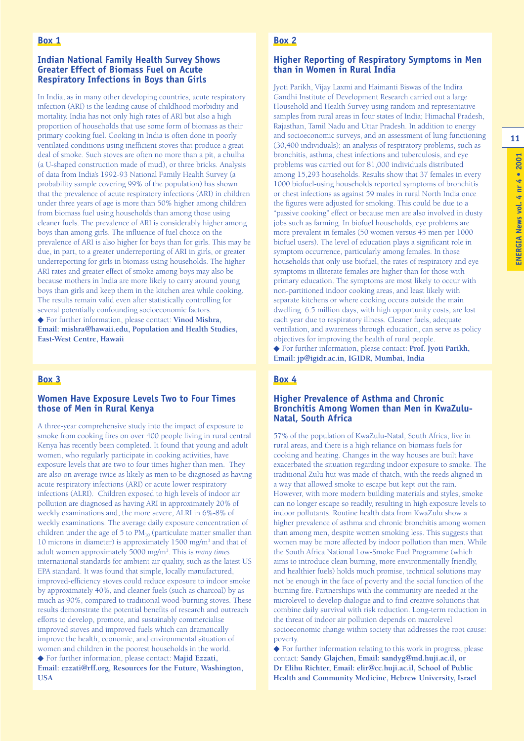## Box 1

### Indian National Family Health Survey Shows Greater Effect of Biomass Fuel on Acute Respiratory Infections in Boys than Girls

In India, as in many other developing countries, acute respiratory infection (ARI) is the leading cause of childhood morbidity and mortality. India has not only high rates of ARI but also a high proportion of households that use some form of biomass as their primary cooking fuel. Cooking in India is often done in poorly ventilated conditions using inefficient stoves that produce a great deal of smoke. Such stoves are often no more than a pit, a chulha (a U-shaped construction made of mud), or three bricks. Analysis of data from India's 1992-93 National Family Health Survey (a probability sample covering 99% of the population) has shown that the prevalence of acute respiratory infections (ARI) in children under three years of age is more than 50% higher among children from biomass fuel using households than among those using cleaner fuels. The prevalence of ARI is considerably higher among boys than among girls. The influence of fuel choice on the prevalence of ARI is also higher for boys than for girls. This may be due, in part, to a greater underreporting of ARI in girls, or greater underreporting for girls in biomass using households. The higher ARI rates and greater effect of smoke among boys may also be because mothers in India are more likely to carry around young boys than girls and keep them in the kitchen area while cooking. The results remain valid even after statistically controlling for several potentially confounding socioeconomic factors.

◆ For further information, please contact: **Vinod Mishra, Email: mishra@hawaii.edu, Population and Health Studies, East-West Centre, Hawaii**

## Box 2

### Higher Reporting of Respiratory Symptoms in Men than in Women in Rural India

Jyoti Parikh, Vijay Laxmi and Haimanti Biswas of the Indira Gandhi Institute of Development Research carried out a large Household and Health Survey using random and representative samples from rural areas in four states of India; Himachal Pradesh, Rajasthan, Tamil Nadu and Uttar Pradesh. In addition to energy and socioeconomic surveys, and an assessment of lung functioning (30,400 individuals); an analysis of respiratory problems, such as bronchitis, asthma, chest infections and tuberculosis, and eye problems was carried out for 81,000 individuals distributed among 15,293 households. Results show that 37 females in every 1000 biofuel-using households reported symptoms of bronchitis or chest infections as against 59 males in rural North India once the figures were adjusted for smoking. This could be due to a "passive cooking" effect or because men are also involved in dusty jobs such as farming. In biofuel households, eye problems are more prevalent in females (50 women versus 45 men per 1000 biofuel users). The level of education plays a significant role in symptom occurrence, particularly among females. In those households that only use biofuel, the rates of respiratory and eye symptoms in illiterate females are higher than for those with primary education. The symptoms are most likely to occur with non-partitioned indoor cooking areas, and least likely with separate kitchens or where cooking occurs outside the main dwelling. 6.5 million days, with high opportunity costs, are lost each year due to respiratory illness. Cleaner fuels, adequate ventilation, and awareness through education, can serve as policy objectives for improving the health of rural people.

◆ For further information, please contact: **Prof. Jyoti Parikh, Email: jp@igidr.ac.in, IGIDR, Mumbai, India**

## Box 3

### Women Have Exposure Levels Two to Four Times those of Men in Rural Kenya

A three-year comprehensive study into the impact of exposure to smoke from cooking fires on over 400 people living in rural central Kenya has recently been completed. It found that young and adult women, who regularly participate in cooking activities, have exposure levels that are two to four times higher than men. They are also on average twice as likely as men to be diagnosed as having acute respiratory infections (ARI) or acute lower respiratory infections (ALRI). Children exposed to high levels of indoor air pollution are diagnosed as having ARI in approximately 20% of weekly examinations and, the more severe, ALRI in 6%-8% of weekly examinations. The average daily exposure concentration of children under the age of 5 to $PM_{10}$ (particulate matter smaller than 10 microns in diameter) is approximately 1500 mg/m$^3$ and that of adult women approximately 5000 mg/m$^3$. This is *many times* international standards for ambient air quality, such as the latest US EPA standard. It was found that simple, locally manufactured, improved-efficiency stoves could reduce exposure to indoor smoke by approximately 40%, and cleaner fuels (such as charcoal) by as much as 90%, compared to traditional wood-burning stoves. These results demonstrate the potential benefits of research and outreach efforts to develop, promote, and sustainably commercialise improved stoves and improved fuels which can dramatically improve the health, economic, and environmental situation of women and children in the poorest households in the world.

◆ For further information, please contact: **Majid Ezzati, Email: ezzati@rff.org, Resources for the Future, Washington, USA**

## Box 4

### Higher Prevalence of Asthma and Chronic Bronchitis Among Women than Men in KwaZulu-Natal, South Africa

57% of the population of KwaZulu-Natal, South Africa, live in rural areas, and there is a high reliance on biomass fuels for cooking and heating. Changes in the way houses are built have exacerbated the situation regarding indoor exposure to smoke. The traditional Zulu hut was made of thatch, with the reeds aligned in a way that allowed smoke to escape but kept out the rain. However, with more modern building materials and styles, smoke can no longer escape so readily, resulting in high exposure levels to indoor pollutants. Routine health data from KwaZulu show a higher prevalence of asthma and chronic bronchitis among women than among men, despite women smoking less. This suggests that women may be more affected by indoor pollution than men. While the South Africa National Low-Smoke Fuel Programme (which aims to introduce clean burning, more environmentally friendly, and healthier fuels) holds much promise, technical solutions may not be enough in the face of poverty and the social function of the burning fire. Partnerships with the community are needed at the microlevel to develop dialogue and to find creative solutions that combine daily survival with risk reduction. Long-term reduction in the threat of indoor air pollution depends on macrolevel socioeconomic change within society that addresses the root cause: poverty.

◆ For further information relating to this work in progress, please contact: **Sandy Glajchen, Email: sandyg@md.huji.ac.il, or Dr Elihu Richter, Email: elir@cc.huji.ac.il, School of Public Health and Community Medicine, Hebrew University, Israel**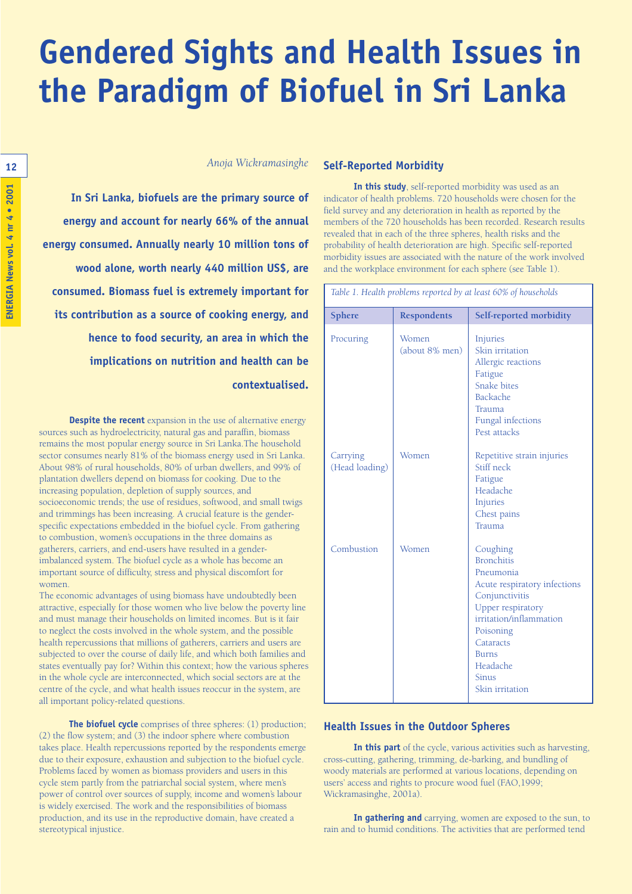# Gendered Sights and Health Issues in the Paradigm of Biofuel in Sri Lanka

*Anoja Wickramasinghe*

**In Sri Lanka, biofuels are the primary source of energy and account for nearly 66% of the annual energy consumed. Annually nearly 10 million tons of wood alone, worth nearly 440 million US$, are consumed. Biomass fuel is extremely important for its contribution as a source of cooking energy, and hence to food security, an area in which the implications on nutrition and health can be contextualised.**

**Despite the recent** expansion in the use of alternative energy sources such as hydroelectricity, natural gas and paraffin, biomass remains the most popular energy source in Sri Lanka.The household sector consumes nearly 81% of the biomass energy used in Sri Lanka. About 98% of rural households, 80% of urban dwellers, and 99% of plantation dwellers depend on biomass for cooking. Due to the increasing population, depletion of supply sources, and socioeconomic trends; the use of residues, softwood, and small twigs and trimmings has been increasing. A crucial feature is the gender-specific expectations embedded in the biofuel cycle. From gathering to combustion, women's occupations in the three domains as gatherers, carriers, and end-users have resulted in a gender-imbalanced system. The biofuel cycle as a whole has become an important source of difficulty, stress and physical discomfort for women.

The economic advantages of using biomass have undoubtedly been attractive, especially for those women who live below the poverty line and must manage their households on limited incomes. But is it fair to neglect the costs involved in the whole system, and the possible health repercussions that millions of gatherers, carriers and users are subjected to over the course of daily life, and which both families and states eventually pay for? Within this context; how the various spheres in the whole cycle are interconnected, which social sectors are at the centre of the cycle, and what health issues reoccur in the system, are all important policy-related questions.

**The biofuel cycle** comprises of three spheres: (1) production; (2) the flow system; and (3) the indoor sphere where combustion takes place. Health repercussions reported by the respondents emerge due to their exposure, exhaustion and subjection to the biofuel cycle. Problems faced by women as biomass providers and users in this cycle stem partly from the patriarchal social system, where men's power of control over sources of supply, income and women's labour is widely exercised. The work and the responsibilities of biomass production, and its use in the reproductive domain, have created a stereotypical injustice.

## Self-Reported Morbidity

**In this study**, self-reported morbidity was used as an indicator of health problems. 720 households were chosen for the field survey and any deterioration in health as reported by the members of the 720 households has been recorded. Research results revealed that in each of the three spheres, health risks and the probability of health deterioration are high. Specific self-reported morbidity issues are associated with the nature of the work involved and the workplace environment for each sphere (see Table 1).

*Table 1. Health problems reported by at least 60% of households*

| Sphere | Respondents | Self-reported morbidity |
|---|---|---|
| Procuring | Women (about 8% men) | Injuries<br>Skin irritation<br>Allergic reactions<br>Fatigue<br>Snake bites<br>Backache<br>Trauma<br>Fungal infections<br>Pest attacks |
| Carrying (Head loading) | Women | Repetitive strain injuries<br>Stiff neck<br>Fatigue<br>Headache<br>Injuries<br>Chest pains<br>Trauma |
| Combustion | Women | Coughing<br>Bronchitis<br>Pneumonia<br>Acute respiratory infections<br>Conjunctivitis<br>Upper respiratory irritation/inflammation<br>Poisoning<br>Cataracts<br>Burns<br>Headache<br>Sinus<br>Skin irritation |

## Health Issues in the Outdoor Spheres

**In this part** of the cycle, various activities such as harvesting, cross-cutting, gathering, trimming, de-barking, and bundling of woody materials are performed at various locations, depending on users' access and rights to procure wood fuel (FAO,1999; Wickramasinghe, 2001a).

**In gathering and** carrying, women are exposed to the sun, to rain and to humid conditions. The activities that are performed tend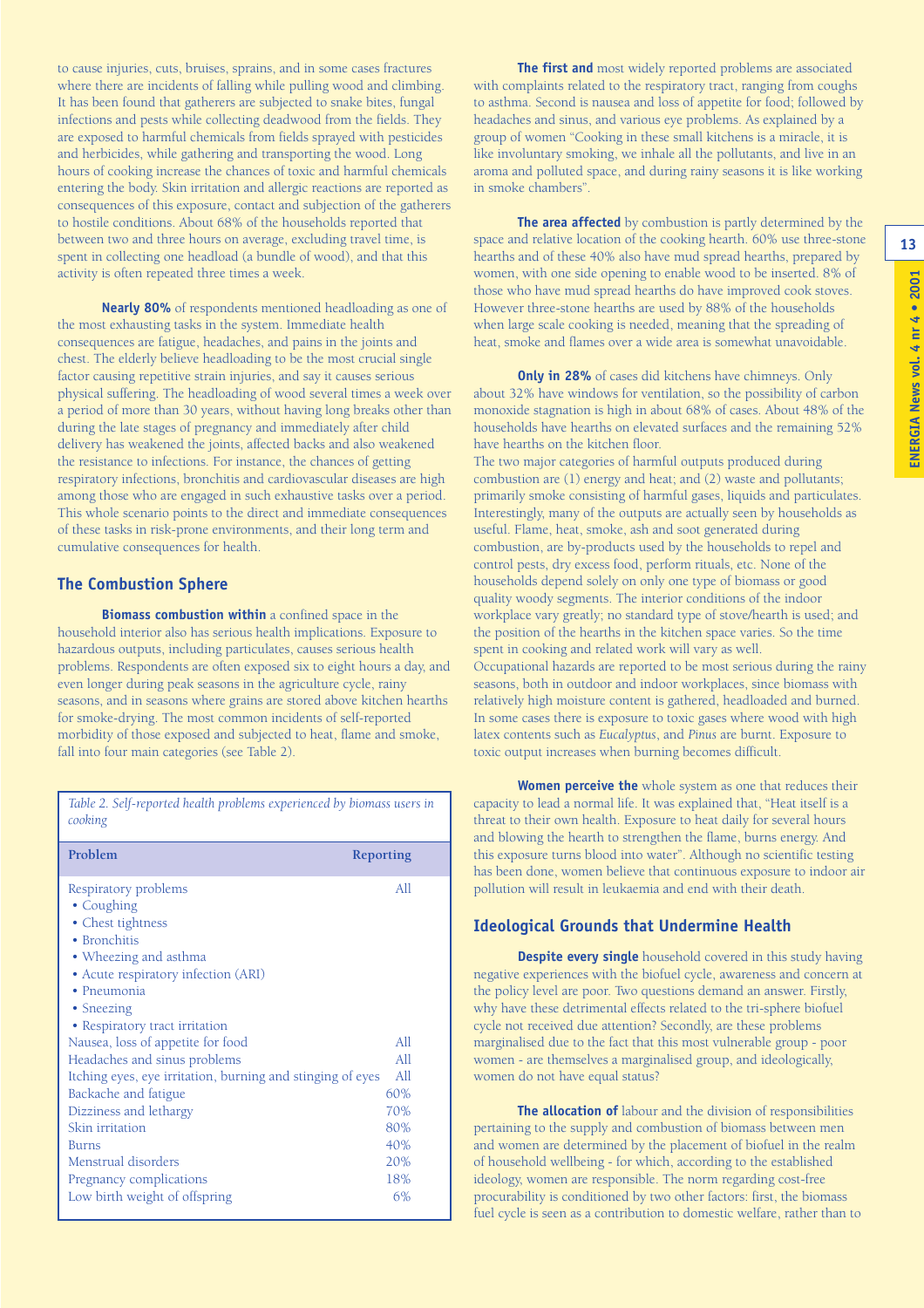to cause injuries, cuts, bruises, sprains, and in some cases fractures where there are incidents of falling while pulling wood and climbing. It has been found that gatherers are subjected to snake bites, fungal infections and pests while collecting deadwood from the fields. They are exposed to harmful chemicals from fields sprayed with pesticides and herbicides, while gathering and transporting the wood. Long hours of cooking increase the chances of toxic and harmful chemicals entering the body. Skin irritation and allergic reactions are reported as consequences of this exposure, contact and subjection of the gatherers to hostile conditions. About 68% of the households reported that between two and three hours on average, excluding travel time, is spent in collecting one headload (a bundle of wood), and that this activity is often repeated three times a week.

**Nearly 80%** of respondents mentioned headloading as one of the most exhausting tasks in the system. Immediate health consequences are fatigue, headaches, and pains in the joints and chest. The elderly believe headloading to be the most crucial single factor causing repetitive strain injuries, and say it causes serious physical suffering. The headloading of wood several times a week over a period of more than 30 years, without having long breaks other than during the late stages of pregnancy and immediately after child delivery has weakened the joints, affected backs and also weakened the resistance to infections. For instance, the chances of getting respiratory infections, bronchitis and cardiovascular diseases are high among those who are engaged in such exhaustive tasks over a period. This whole scenario points to the direct and immediate consequences of these tasks in risk-prone environments, and their long term and cumulative consequences for health.

## The Combustion Sphere

**Biomass combustion within** a confined space in the household interior also has serious health implications. Exposure to hazardous outputs, including particulates, causes serious health problems. Respondents are often exposed six to eight hours a day, and even longer during peak seasons in the agriculture cycle, rainy seasons, and in seasons where grains are stored above kitchen hearths for smoke-drying. The most common incidents of self-reported morbidity of those exposed and subjected to heat, flame and smoke, fall into four main categories (see Table 2).

*Table 2. Self-reported health problems experienced by biomass users in cooking*

| Problem | Reporting |
|---|---|
| Respiratory problems<br>• Coughing<br>• Chest tightness<br>• Bronchitis<br>• Wheezing and asthma<br>• Acute respiratory infection (ARI)<br>• Pneumonia<br>• Sneezing<br>• Respiratory tract irritation | All |
| Nausea, loss of appetite for food | All |
| Headaches and sinus problems | All |
| Itching eyes, eye irritation, burning and stinging of eyes | All |
| Backache and fatigue | 60% |
| Dizziness and lethargy | 70% |
| Skin irritation | 80% |
| Burns | 40% |
| Menstrual disorders | 20% |
| Pregnancy complications | 18% |
| Low birth weight of offspring | 6% |

**The first and** most widely reported problems are associated with complaints related to the respiratory tract, ranging from coughs to asthma. Second is nausea and loss of appetite for food; followed by headaches and sinus, and various eye problems. As explained by a group of women "Cooking in these small kitchens is a miracle, it is like involuntary smoking, we inhale all the pollutants, and live in an aroma and polluted space, and during rainy seasons it is like working in smoke chambers".

**The area affected** by combustion is partly determined by the space and relative location of the cooking hearth. 60% use three-stone hearths and of these 40% also have mud spread hearths, prepared by women, with one side opening to enable wood to be inserted. 8% of those who have mud spread hearths do have improved cook stoves. However three-stone hearths are used by 88% of the households when large scale cooking is needed, meaning that the spreading of heat, smoke and flames over a wide area is somewhat unavoidable.

**Only in 28%** of cases did kitchens have chimneys. Only about 32% have windows for ventilation, so the possibility of carbon monoxide stagnation is high in about 68% of cases. About 48% of the households have hearths on elevated surfaces and the remaining 52% have hearths on the kitchen floor.

The two major categories of harmful outputs produced during combustion are (1) energy and heat; and (2) waste and pollutants; primarily smoke consisting of harmful gases, liquids and particulates. Interestingly, many of the outputs are actually seen by households as useful. Flame, heat, smoke, ash and soot generated during combustion, are by-products used by the households to repel and control pests, dry excess food, perform rituals, etc. None of the households depend solely on only one type of biomass or good quality woody segments. The interior conditions of the indoor workplace vary greatly; no standard type of stove/hearth is used; and the position of the hearths in the kitchen space varies. So the time spent in cooking and related work will vary as well.

Occupational hazards are reported to be most serious during the rainy seasons, both in outdoor and indoor workplaces, since biomass with relatively high moisture content is gathered, headloaded and burned. In some cases there is exposure to toxic gases where wood with high latex contents such as *Eucalyptus*, and *Pinus* are burnt. Exposure to toxic output increases when burning becomes difficult.

**Women perceive the** whole system as one that reduces their capacity to lead a normal life. It was explained that, "Heat itself is a threat to their own health. Exposure to heat daily for several hours and blowing the hearth to strengthen the flame, burns energy. And this exposure turns blood into water". Although no scientific testing has been done, women believe that continuous exposure to indoor air pollution will result in leukaemia and end with their death.

## Ideological Grounds that Undermine Health

**Despite every single** household covered in this study having negative experiences with the biofuel cycle, awareness and concern at the policy level are poor. Two questions demand an answer. Firstly, why have these detrimental effects related to the tri-sphere biofuel cycle not received due attention? Secondly, are these problems marginalised due to the fact that this most vulnerable group - poor women - are themselves a marginalised group, and ideologically, women do not have equal status?

**The allocation of** labour and the division of responsibilities pertaining to the supply and combustion of biomass between men and women are determined by the placement of biofuel in the realm of household wellbeing - for which, according to the established ideology, women are responsible. The norm regarding cost-free procurability is conditioned by two other factors: first, the biomass fuel cycle is seen as a contribution to domestic welfare, rather than to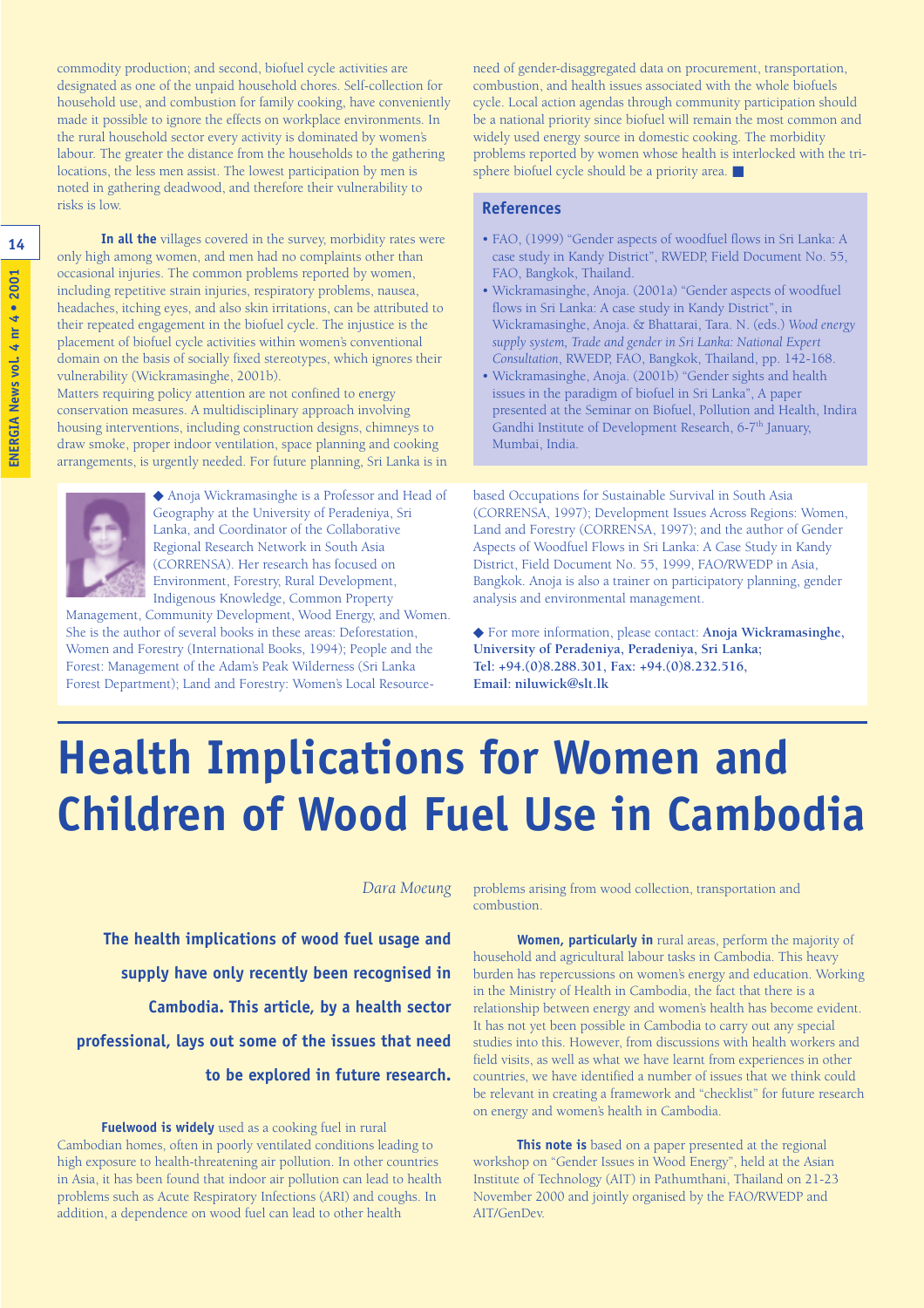commodity production; and second, biofuel cycle activities are designated as one of the unpaid household chores. Self-collection for household use, and combustion for family cooking, have conveniently made it possible to ignore the effects on workplace environments. In the rural household sector every activity is dominated by women's labour. The greater the distance from the households to the gathering locations, the less men assist. The lowest participation by men is noted in gathering deadwood, and therefore their vulnerability to risks is low.

**In all the** villages covered in the survey, morbidity rates were only high among women, and men had no complaints other than occasional injuries. The common problems reported by women, including repetitive strain injuries, respiratory problems, nausea, headaches, itching eyes, and also skin irritations, can be attributed to their repeated engagement in the biofuel cycle. The injustice is the placement of biofuel cycle activities within women's conventional domain on the basis of socially fixed stereotypes, which ignores their vulnerability (Wickramasinghe, 2001b).
Matters requiring policy attention are not confined to energy conservation measures. A multidisciplinary approach involving housing interventions, including construction designs, chimneys to draw smoke, proper indoor ventilation, space planning and cooking arrangements, is urgently needed. For future planning, Sri Lanka is in need of gender-disaggregated data on procurement, transportation, combustion, and health issues associated with the whole biofuels cycle. Local action agendas through community participation should be a national priority since biofuel will remain the most common and widely used energy source in domestic cooking. The morbidity problems reported by women whose health is interlocked with the tri-sphere biofuel cycle should be a priority area. ■

## References

- FAO, (1999) "Gender aspects of woodfuel flows in Sri Lanka: A case study in Kandy District", RWEDP, Field Document No. 55, FAO, Bangkok, Thailand.
- Wickramasinghe, Anoja. (2001a) "Gender aspects of woodfuel flows in Sri Lanka: A case study in Kandy District", in Wickramasinghe, Anoja. & Bhattarai, Tara. N. (eds.) *Wood energy supply system, Trade and gender in Sri Lanka: National Expert Consultation*, RWEDP, FAO, Bangkok, Thailand, pp. 142-168.
- Wickramasinghe, Anoja. (2001b) "Gender sights and health issues in the paradigm of biofuel in Sri Lanka", A paper presented at the Seminar on Biofuel, Pollution and Health, Indira Gandhi Institute of Development Research, 6-7th January, Mumbai, India.

◆ Anoja Wickramasinghe is a Professor and Head of Geography at the University of Peradeniya, Sri Lanka, and Coordinator of the Collaborative Regional Research Network in South Asia (CORRENSA). Her research has focused on Environment, Forestry, Rural Development, Indigenous Knowledge, Common Property Management, Community Development, Wood Energy, and Women. She is the author of several books in these areas: Deforestation, Women and Forestry (International Books, 1994); People and the Forest: Management of the Adam's Peak Wilderness (Sri Lanka Forest Department); Land and Forestry: Women's Local Resource-based Occupations for Sustainable Survival in South Asia (CORRENSA, 1997); Development Issues Across Regions: Women, Land and Forestry (CORRENSA, 1997); and the author of Gender Aspects of Woodfuel Flows in Sri Lanka: A Case Study in Kandy District, Field Document No. 55, 1999, FAO/RWEDP in Asia, Bangkok. Anoja is also a trainer on participatory planning, gender analysis and environmental management.

◆ For more information, please contact: **Anoja Wickramasinghe, University of Peradeniya, Peradeniya, Sri Lanka; Tel: +94.(0)8.288.301, Fax: +94.(0)8.232.516, Email: niluwick@slt.lk**

# Health Implications for Women and Children of Wood Fuel Use in Cambodia

*Dara Moeung*

**The health implications of wood fuel usage and supply have only recently been recognised in Cambodia. This article, by a health sector professional, lays out some of the issues that need to be explored in future research.**

**Fuelwood is widely** used as a cooking fuel in rural Cambodian homes, often in poorly ventilated conditions leading to high exposure to health-threatening air pollution. In other countries in Asia, it has been found that indoor air pollution can lead to health problems such as Acute Respiratory Infections (ARI) and coughs. In addition, a dependence on wood fuel can lead to other health problems arising from wood collection, transportation and combustion.

**Women, particularly in** rural areas, perform the majority of household and agricultural labour tasks in Cambodia. This heavy burden has repercussions on women's energy and education. Working in the Ministry of Health in Cambodia, the fact that there is a relationship between energy and women's health has become evident. It has not yet been possible in Cambodia to carry out any special studies into this. However, from discussions with health workers and field visits, as well as from what we have learnt from experiences in other countries, we have identified a number of issues that we think could be relevant in creating a framework and "checklist" for future research on energy and women's health in Cambodia.

**This note is** based on a paper presented at the regional workshop on "Gender Issues in Wood Energy", held at the Asian Institute of Technology (AIT) in Pathumthani, Thailand on 21-23 November 2000 and jointly organised by the FAO/RWEDP and AIT/GenDev.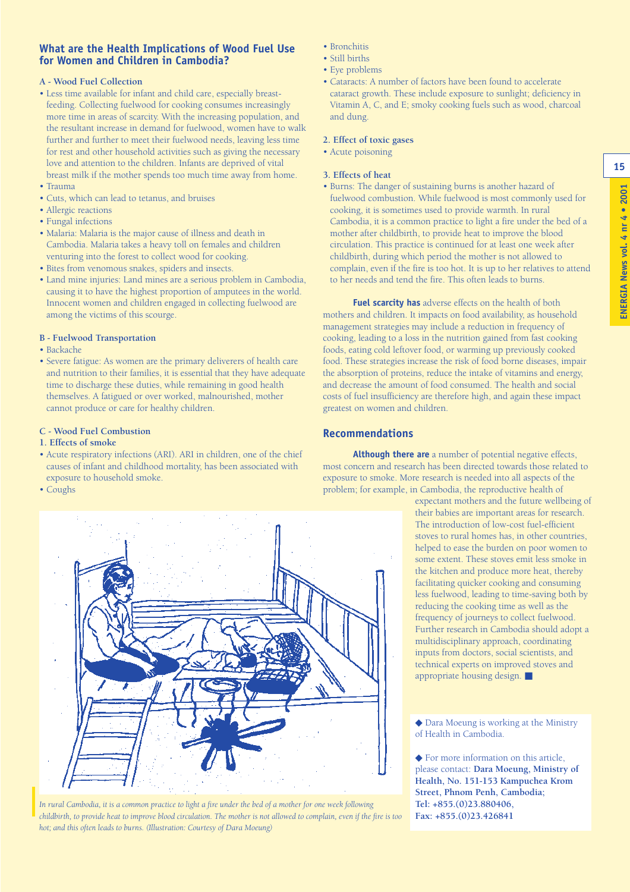## What are the Health Implications of Wood Fuel Use for Women and Children in Cambodia?

**A - Wood Fuel Collection**

- Less time available for infant and child care, especially breast-feeding. Collecting fuelwood for cooking consumes increasingly more time in areas of scarcity. With the increasing population, and the resultant increase in demand for fuelwood, women have to walk further and further to meet their fuelwood needs, leaving less time for rest and other household activities such as giving the necessary love and attention to the children. Infants are deprived of vital breast milk if the mother spends too much time away from home.
- Trauma
- Cuts, which can lead to tetanus, and bruises
- Allergic reactions
- Fungal infections
- Malaria: Malaria is the major cause of illness and death in Cambodia. Malaria takes a heavy toll on females and children venturing into the forest to collect wood for cooking.
- Bites from venomous snakes, spiders and insects.
- Land mine injuries: Land mines are a serious problem in Cambodia, causing it to have the highest proportion of amputees in the world. Innocent women and children engaged in collecting fuelwood are among the victims of this scourge.

**B - Fuelwood Transportation**

- Backache
- Severe fatigue: As women are the primary deliverers of health care and nutrition to their families, it is essential that they have adequate time to discharge these duties, while remaining in good health themselves. A fatigued or over worked, malnourished, mother cannot produce or care for healthy children.

**C - Wood Fuel Combustion**

**1. Effects of smoke**

- Acute respiratory infections (ARI). ARI in children, one of the chief causes of infant and childhood mortality, has been associated with exposure to household smoke.
- Coughs
- Bronchitis
- Still births
- Eye problems
- Cataracts: A number of factors have been found to accelerate cataract growth. These include exposure to sunlight; deficiency in Vitamin A, C, and E; smoky cooking fuels such as wood, charcoal and dung.

**2. Effect of toxic gases**

- Acute poisoning

**3. Effects of heat**

- Burns: The danger of sustaining burns is another hazard of fuelwood combustion. While fuelwood is most commonly used for cooking, it is sometimes used to provide warmth. In rural Cambodia, it is a common practice to light a fire under the bed of a mother after childbirth, to provide heat to improve the blood circulation. This practice is continued for at least one week after childbirth, during which period the mother is not allowed to complain, even if the fire is too hot. It is up to her relatives to attend to her needs and tend the fire. This often leads to burns.

**Fuel scarcity has** adverse effects on the health of both mothers and children. It impacts on food availability, as household management strategies may include a reduction in frequency of cooking, leading to a loss in the nutrition gained from fast cooking foods, eating cold leftover food, or warming up previously cooked food. These strategies increase the risk of food borne diseases, impair the absorption of proteins, reduce the intake of vitamins and energy, and decrease the amount of food consumed. The health and social costs of fuel insufficiency are therefore high, and again these impact greatest on women and children.

## Recommendations

**Although there are** a number of potential negative effects, most concern and research has been directed towards those related to exposure to smoke. More research is needed into all aspects of the problem; for example, in Cambodia, the reproductive health of expectant mothers and the future wellbeing of their babies are important areas for research. The introduction of low-cost fuel-efficient stoves to rural homes has, in other countries, helped to ease the burden on poor women to some extent. These stoves emit less smoke in the kitchen and produce more heat, thereby facilitating quicker cooking and consuming less fuelwood, leading to time-saving both by reducing the cooking time as well as the frequency of journeys to collect fuelwood. Further research in Cambodia should adopt a multidisciplinary approach, coordinating inputs from doctors, social scientists, and technical experts on improved stoves and appropriate housing design. ■

*In rural Cambodia, it is a common practice to light a fire under the bed of a mother for one week following childbirth, to provide heat to improve blood circulation. The mother is not allowed to complain, even if the fire is too hot; and this often leads to burns. (Illustration: Courtesy of Dara Moeung)*

◆ Dara Moeung is working at the Ministry of Health in Cambodia.

◆ For more information on this article, please contact: **Dara Moeung, Ministry of Health, No. 151-153 Kampuchea Krom Street, Phnom Penh, Cambodia; Tel: +855.(0)23.880406, Fax: +855.(0)23.426841**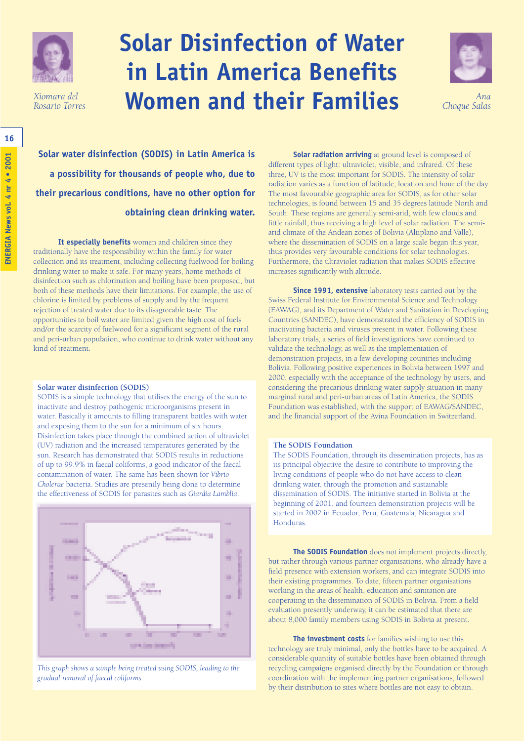# Solar Disinfection of Water in Latin America Benefits Women and their Families

*Xiomara del Rosario Torres*

*Ana Choque Salas*

**Solar water disinfection (SODIS) in Latin America is a possibility for thousands of people who, due to their precarious conditions, have no other option for obtaining clean drinking water.**

**It especially benefits** women and children since they traditionally have the responsibility within the family for water collection and its treatment, including collecting fuelwood for boiling drinking water to make it safe. For many years, home methods of disinfection such as chlorination and boiling have been proposed, but both of these methods have their limitations. For example, the use of chlorine is limited by problems of supply and by the frequent rejection of treated water due to its disagreeable taste. The opportunities to boil water are limited given the high cost of fuels and/or the scarcity of fuelwood for a significant segment of the rural and peri-urban population, who continue to drink water without any kind of treatment.

### Solar water disinfection (SODIS)

SODIS is a simple technology that utilises the energy of the sun to inactivate and destroy pathogenic microorganisms present in water. Basically it amounts to filling transparent bottles with water and exposing them to the sun for a minimum of six hours. Disinfection takes place through the combined action of ultraviolet (UV) radiation and the increased temperatures generated by the sun. Research has demonstrated that SODIS results in reductions of up to 99.9% in faecal coliforms, a good indicator of the faecal contamination of water. The same has been shown for *Vibrio Cholerae* bacteria. Studies are presently being done to determine the effectiveness of SODIS for parasites such as *Giardia Lamblia*.

*This graph shows a sample being treated using SODIS, leading to the gradual removal of faecal coliforms.*

**Solar radiation arriving** at ground level is composed of different types of light: ultraviolet, visible, and infrared. Of these three, UV is the most important for SODIS. The intensity of solar radiation varies as a function of latitude, location and hour of the day. The most favourable geographic area for SODIS, as for other solar technologies, is found between 15 and 35 degrees latitude North and South. These regions are generally semi-arid, with few clouds and little rainfall, thus receiving a high level of solar radiation. The semi-arid climate of the Andean zones of Bolivia (Altiplano and Valle), where the dissemination of SODIS on a large scale began this year, thus provides very favourable conditions for solar technologies. Furthermore, the ultraviolet radiation that makes SODIS effective increases significantly with altitude.

**Since 1991, extensive** laboratory tests carried out by the Swiss Federal Institute for Environmental Science and Technology (EAWAG), and its Department of Water and Sanitation in Developing Countries (SANDEC), have demonstrated the efficiency of SODIS in inactivating bacteria and viruses present in water. Following these laboratory trials, a series of field investigations have continued to validate the technology, as well as the implementation of demonstration projects, in a few developing countries including Bolivia. Following positive experiences in Bolivia between 1997 and 2000, especially with the acceptance of the technology by users, and considering the precarious drinking water supply situation in many marginal rural and peri-urban areas of Latin America, the SODIS Foundation was established, with the support of EAWAG/SANDEC, and the financial support of the Avina Foundation in Switzerland.

### The SODIS Foundation

The SODIS Foundation, through its dissemination projects, has as its principal objective the desire to contribute to improving the living conditions of people who do not have access to clean drinking water, through the promotion and sustainable dissemination of SODIS. The initiative started in Bolivia at the beginning of 2001, and fourteen demonstration projects will be started in 2002 in Ecuador, Peru, Guatemala, Nicaragua and Honduras.

**The SODIS Foundation** does not implement projects directly, but rather through various partner organisations, who already have a field presence with extension workers, and can integrate SODIS into their existing programmes. To date, fifteen partner organisations working in the areas of health, education and sanitation are cooperating in the dissemination of SODIS in Bolivia. From a field evaluation presently underway, it can be estimated that there are about 8,000 family members using SODIS in Bolivia at present.

**The investment costs** for families wishing to use this technology are truly minimal, only the bottles have to be acquired. A considerable quantity of suitable bottles have been obtained through recycling campaigns organised directly by the Foundation or through coordination with the implementing partner organisations, followed by their distribution to sites where bottles are not easy to obtain.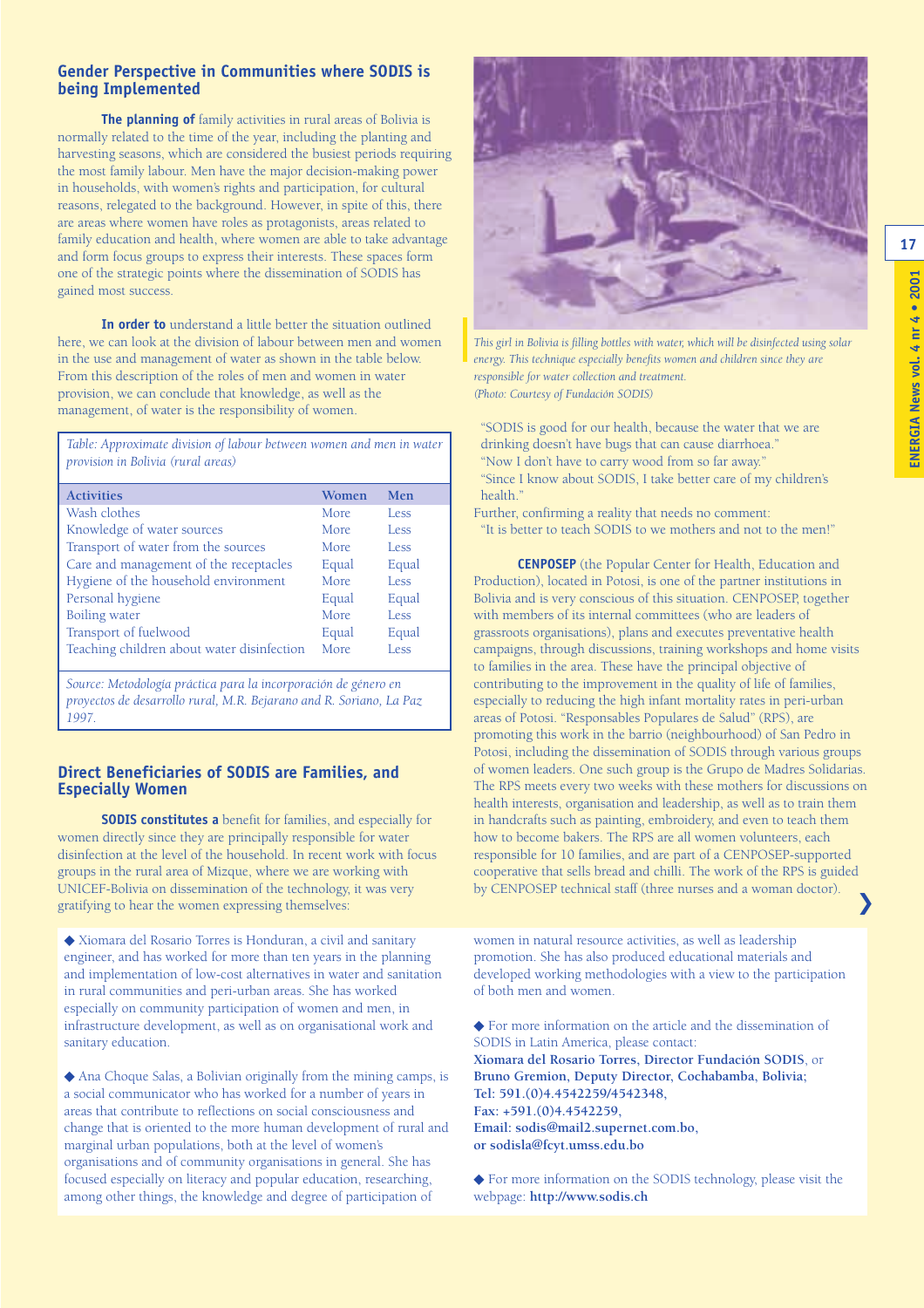## Gender Perspective in Communities where SODIS is being Implemented

**The planning of** family activities in rural areas of Bolivia is normally related to the time of the year, including the planting and harvesting seasons, which are considered the busiest periods requiring the most family labour. Men have the major decision-making power in households, with women's rights and participation, for cultural reasons, relegated to the background. However, in spite of this, there are areas where women have roles as protagonists, areas related to family education and health, where women are able to take advantage and form focus groups to express their interests. These spaces form one of the strategic points where the dissemination of SODIS has gained most success.

**In order to** understand a little better the situation outlined here, we can look at the division of labour between men and women in the use and management of water as shown in the table below. From this description of the roles of men and women in water provision, we can conclude that knowledge, as well as the management, of water is the responsibility of women.

*Table: Approximate division of labour between women and men in water provision in Bolivia (rural areas)*

| Activities | Women | Men |
|---|---|---|
| Wash clothes | More | Less |
| Knowledge of water sources | More | Less |
| Transport of water from the sources | More | Less |
| Care and management of the receptacles | Equal | Equal |
| Hygiene of the household environment | More | Less |
| Personal hygiene | Equal | Equal |
| Boiling water | More | Less |
| Transport of fuelwood | Equal | Equal |
| Teaching children about water disinfection | More | Less |

*Source: Metodología práctica para la incorporación de género en proyectos de desarrollo rural, M.R. Bejarano and R. Soriano, La Paz 1997.*

## Direct Beneficiaries of SODIS are Families, and Especially Women

**SODIS constitutes a** benefit for families, and especially for women directly since they are principally responsible for water disinfection at the level of the household. In recent work with focus groups in the rural area of Mizque, where we are working with UNICEF-Bolivia on dissemination of the technology, it was very gratifying to hear the women expressing themselves:

*This girl in Bolivia is filling bottles with water, which will be disinfected using solar energy. This technique especially benefits women and children since they are responsible for water collection and treatment. (Photo: Courtesy of Fundación SODIS)*

"SODIS is good for our health, because the water that we are drinking doesn't have bugs that can cause diarrhoea."
"Now I don't have to carry wood from so far away."
"Since I know about SODIS, I take better care of my children's health."

Further, confirming a reality that needs no comment:
"It is better to teach SODIS to we mothers and not to the men!"

**CENPOSEP** (the Popular Center for Health, Education and Production), located in Potosi, is one of the partner institutions in Bolivia and is very conscious of this situation. CENPOSEP, together with members of its internal committees (who are leaders of grassroots organisations), plans and executes preventative health campaigns, through discussions, training workshops and home visits to families in the area. These have the principal objective of contributing to the improvement in the quality of life of families, especially to reducing the high infant mortality rates in peri-urban areas of Potosi. "Responsables Populares de Salud" (RPS), are promoting this work in the barrio (neighbourhood) of San Pedro in Potosi, including the dissemination of SODIS through various groups of women leaders. One such group is the Grupo de Madres Solidarias. The RPS meets every two weeks with these mothers for discussions on health interests, organisation and leadership, as well as to train them in handcrafts such as painting, embroidery, and even to teach them how to become bakers. The RPS are all women volunteers, each responsible for 10 families, and are part of a CENPOSEP-supported cooperative that sells bread and chilli. The work of the RPS is guided by CENPOSEP technical staff (three nurses and a woman doctor).

◆ Xiomara del Rosario Torres is Honduran, a civil and sanitary engineer, and has worked for more than ten years in the planning and implementation of low-cost alternatives in water and sanitation in rural communities and peri-urban areas. She has worked especially on community participation of women and men, in infrastructure development, as well as on organisational work and sanitary education.

◆ Ana Choque Salas, a Bolivian originally from the mining camps, is a social communicator who has worked for a number of years in areas that contribute to reflections on social consciousness and change that is oriented to the more human development of rural and marginal urban populations, both at the level of women's organisations and of community organisations in general. She has focused especially on literacy and popular education, researching, among other things, the knowledge and degree of participation of women in natural resource activities, as well as leadership promotion. She has also produced educational materials and developed working methodologies with a view to the participation of both men and women.

◆ For more information on the article and the dissemination of SODIS in Latin America, please contact:
**Xiomara del Rosario Torres, Director Fundación SODIS**, or **Bruno Gremion, Deputy Director, Cochabamba, Bolivia;**
**Tel: 591.(0)4.4542259/4542348,**
**Fax: +591.(0)4.4542259,**
**Email: sodis@mail2.supernet.com.bo,**
**or sodisla@fcyt.umss.edu.bo**

◆ For more information on the SODIS technology, please visit the webpage: **http://www.sodis.ch**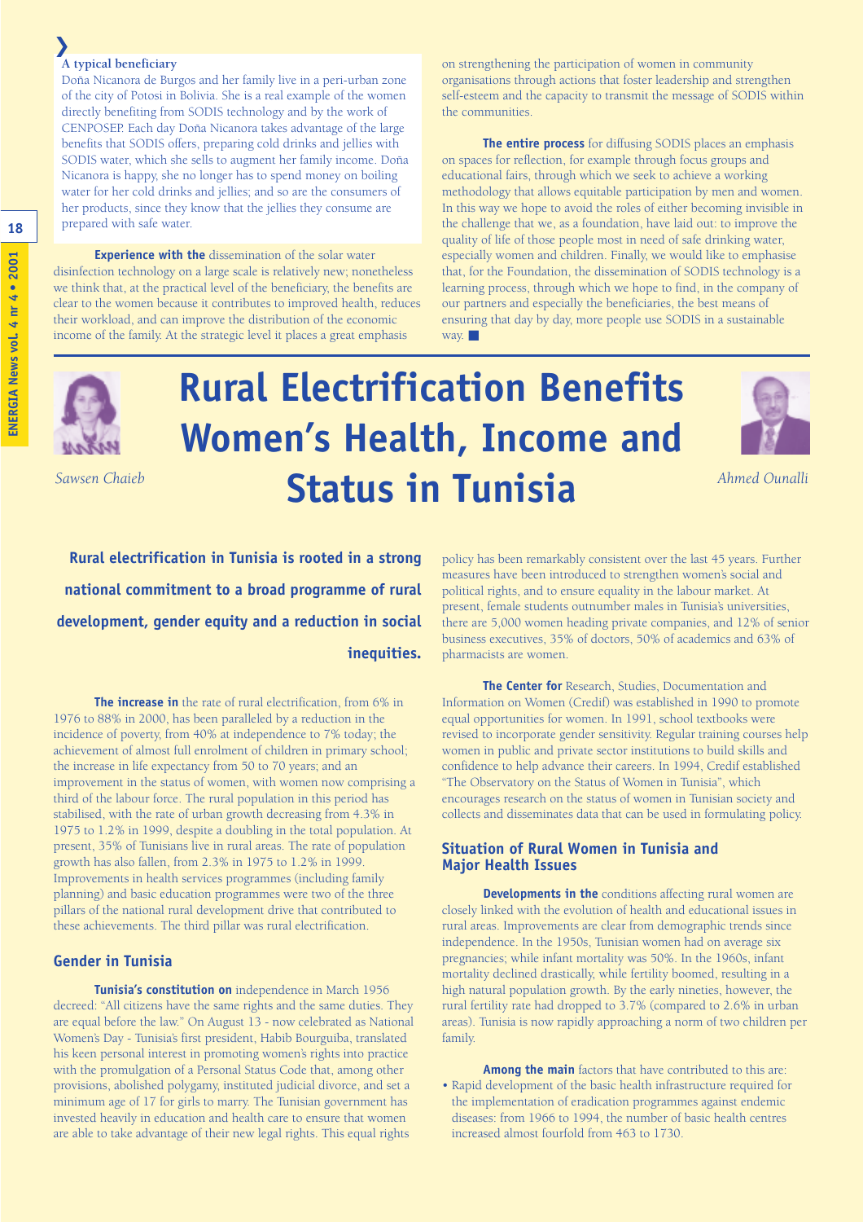**A typical beneficiary**

Doña Nicanora de Burgos and her family live in a peri-urban zone of the city of Potosi in Bolivia. She is a real example of the women directly benefiting from SODIS technology and by the work of CENPOSEP. Each day Doña Nicanora takes advantage of the large benefits that SODIS offers, preparing cold drinks and jellies with SODIS water, which she sells to augment her family income. Doña Nicanora is happy, she no longer has to spend money on boiling water for her cold drinks and jellies; and so are the consumers of her products, since they know that the jellies they consume are prepared with safe water.

**Experience with the** dissemination of the solar water disinfection technology on a large scale is relatively new; nonetheless we think that, at the practical level of the beneficiary, the benefits are clear to the women because it contributes to improved health, reduces their workload, and can improve the distribution of the economic income of the family. At the strategic level it places a great emphasis on strengthening the participation of women in community organisations through actions that foster leadership and strengthen self-esteem and the capacity to transmit the message of SODIS within the communities.

**The entire process** for diffusing SODIS places an emphasis on spaces for reflection, for example through focus groups and educational fairs, through which we seek to achieve a working methodology that allows equitable participation by men and women. In this way we hope to avoid the roles of either becoming invisible in the challenge that we, as a foundation, have laid out: to improve the quality of life of those people most in need of safe drinking water, especially women and children. Finally, we would like to emphasise that, for the Foundation, the dissemination of SODIS technology is a learning process, through which we hope to find, in the company of our partners and especially the beneficiaries, the best means of ensuring that day by day, more people use SODIS in a sustainable way. ■

# Rural Electrification Benefits Women's Health, Income and Status in Tunisia

*Sawsen Chaieb*

*Ahmed Ounalli*

**Rural electrification in Tunisia is rooted in a strong national commitment to a broad programme of rural development, gender equity and a reduction in social inequities.**

**The increase in** the rate of rural electrification, from 6% in 1976 to 88% in 2000, has been paralleled by a reduction in the incidence of poverty, from 40% at independence to 7% today; the achievement of almost full enrolment of children in primary school; the increase in life expectancy from 50 to 70 years; and an improvement in the status of women, with women now comprising a third of the labour force. The rural population in this period has stabilised, with the rate of urban growth decreasing from 4.3% in 1975 to 1.2% in 1999, despite a doubling in the total population. At present, 35% of Tunisians live in rural areas. The rate of population growth has also fallen, from 2.3% in 1975 to 1.2% in 1999. Improvements in health services programmes (including family planning) and basic education programmes were two of the three pillars of the national rural development drive that contributed to these achievements. The third pillar was rural electrification.

## Gender in Tunisia

**Tunisia's constitution on** independence in March 1956 decreed: "All citizens have the same rights and the same duties. They are equal before the law." On August 13 - now celebrated as National Women's Day - Tunisia's first president, Habib Bourguiba, translated his keen personal interest in promoting women's rights into practice with the promulgation of a Personal Status Code that, among other provisions, abolished polygamy, instituted judicial divorce, and set a minimum age of 17 for girls to marry. The Tunisian government has invested heavily in education and health care to ensure that women are able to take advantage of their new legal rights. This equal rights policy has been remarkably consistent over the last 45 years. Further measures have been introduced to strengthen women's social and political rights, and to ensure equality in the labour market. At present, female students outnumber males in Tunisia's universities, there are 5,000 women heading private companies, and 12% of senior business executives, 35% of doctors, 50% of academics and 63% of pharmacists are women.

**The Center for** Research, Studies, Documentation and Information on Women (Credif) was established in 1990 to promote equal opportunities for women. In 1991, school textbooks were revised to incorporate gender sensitivity. Regular training courses help women in public and private sector institutions to build skills and confidence to help advance their careers. In 1994, Credif established "The Observatory on the Status of Women in Tunisia", which encourages research on the status of women in Tunisian society and collects and disseminates data that can be used in formulating policy.

## Situation of Rural Women in Tunisia and Major Health Issues

**Developments in the** conditions affecting rural women are closely linked with the evolution of health and educational issues in rural areas. Improvements are clear from demographic trends since independence. In the 1950s, Tunisian women had on average six pregnancies; while infant mortality was 50%. In the 1960s, infant mortality declined drastically, while fertility boomed, resulting in a high natural population growth. By the early nineties, however, the rural fertility rate had dropped to 3.7% (compared to 2.6% in urban areas). Tunisia is now rapidly approaching a norm of two children per family.

**Among the main** factors that have contributed to this are:

- Rapid development of the basic health infrastructure required for the implementation of eradication programmes against endemic diseases: from 1966 to 1994, the number of basic health centres increased almost fourfold from 463 to 1730.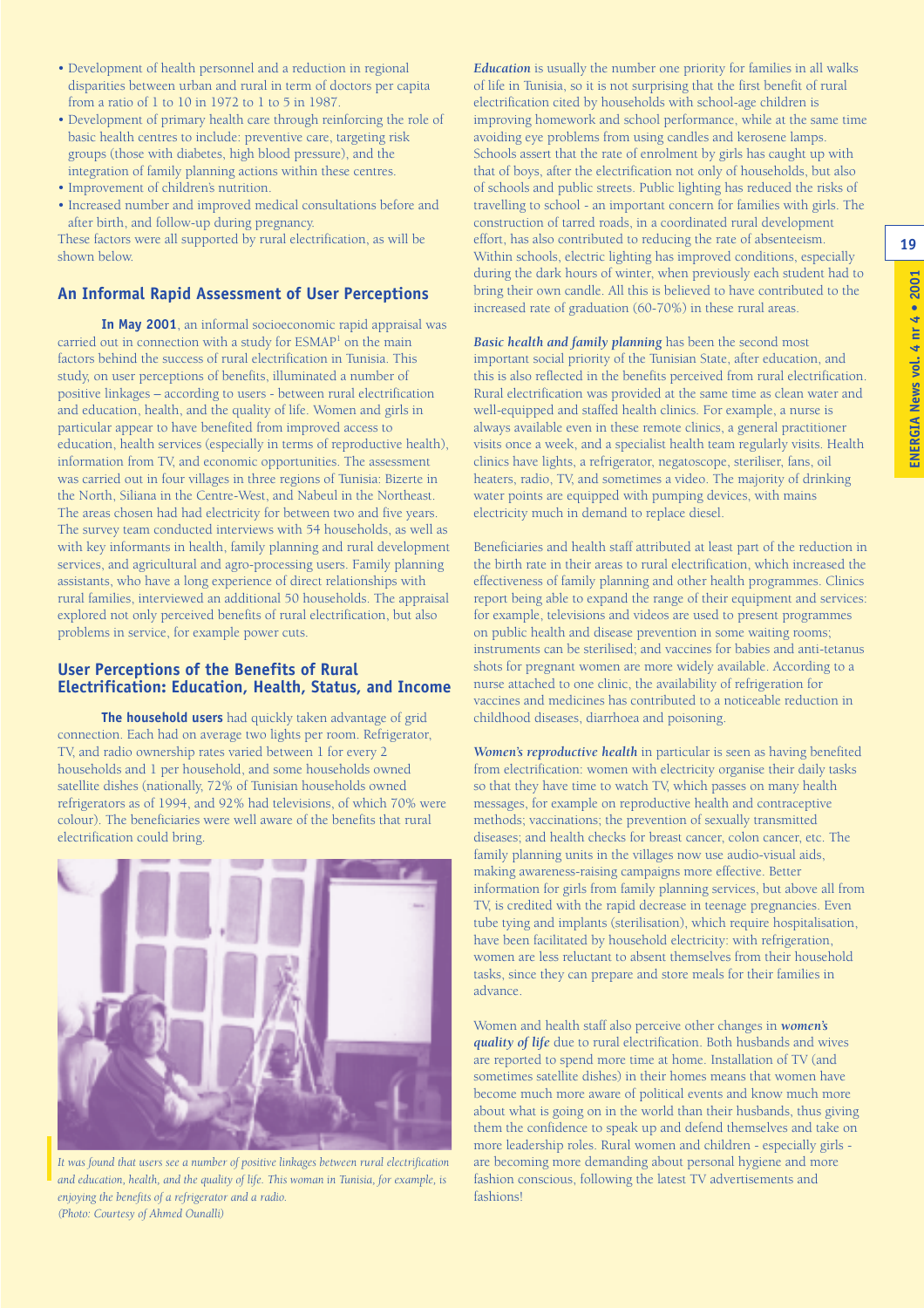- Development of health personnel and a reduction in regional disparities between urban and rural in term of doctors per capita from a ratio of 1 to 10 in 1972 to 1 to 5 in 1987.
- Development of primary health care through reinforcing the role of basic health centres to include: preventive care, targeting risk groups (those with diabetes, high blood pressure), and the integration of family planning actions within these centres.
- Improvement of children's nutrition.
- Increased number and improved medical consultations before and after birth, and follow-up during pregnancy.

These factors were all supported by rural electrification, as will be shown below.

## An Informal Rapid Assessment of User Perceptions

**In May 2001**, an informal socioeconomic rapid appraisal was carried out in connection with a study for ESMAP[1] on the main factors behind the success of rural electrification in Tunisia. This study, on user perceptions of benefits, illuminated a number of positive linkages – according to users - between rural electrification and education, health, and the quality of life. Women and girls in particular appear to have benefited from improved access to education, health services (especially in terms of reproductive health), information from TV, and economic opportunities. The assessment was carried out in four villages in three regions of Tunisia: Bizerte in the North, Siliana in the Centre-West, and Nabeul in the Northeast. The areas chosen had had electricity for between two and five years. The survey team conducted interviews with 54 households, as well as with key informants in health, family planning and rural development services, and agricultural and agro-processing users. Family planning assistants, who have a long experience of direct relationships with rural families, interviewed an additional 50 households. The appraisal explored not only perceived benefits of rural electrification, but also problems in service, for example power cuts.

## User Perceptions of the Benefits of Rural Electrification: Education, Health, Status, and Income

**The household users** had quickly taken advantage of grid connection. Each had on average two lights per room. Refrigerator, TV, and radio ownership rates varied between 1 for every 2 households and 1 per household, and some households owned satellite dishes (nationally, 72% of Tunisian households owned refrigerators as of 1994, and 92% had televisions, of which 70% were colour). The beneficiaries were well aware of the benefits that rural electrification could bring.

*It was found that users see a number of positive linkages between rural electrification and education, health, and the quality of life. This woman in Tunisia, for example, is enjoying the benefits of a refrigerator and a radio. (Photo: Courtesy of Ahmed Ounalli)*

***Education*** is usually the number one priority for families in all walks of life in Tunisia, so it is not surprising that the first benefit of rural electrification cited by households with school-age children is improving homework and school performance, while at the same time avoiding eye problems from using candles and kerosene lamps. Schools assert that the rate of enrolment by girls has caught up with that of boys, after the electrification not only of households, but also of schools and public streets. Public lighting has reduced the risks of travelling to school - an important concern for families with girls. The construction of tarred roads, in a coordinated rural development effort, has also contributed to reducing the rate of absenteeism. Within schools, electric lighting has improved conditions, especially during the dark hours of winter, when previously each student had to bring their own candle. All this is believed to have contributed to the increased rate of graduation (60-70%) in these rural areas.

***Basic health and family planning*** has been the second most important social priority of the Tunisian State, after education, and this is also reflected in the benefits perceived from rural electrification. Rural electrification was provided at the same time as clean water and well-equipped and staffed health clinics. For example, a nurse is always available even in these remote clinics, a general practitioner visits once a week, and a specialist health team regularly visits. Health clinics have lights, a refrigerator, negatoscope, steriliser, fans, oil heaters, radio, TV, and sometimes a video. The majority of drinking water points are equipped with pumping devices, with mains electricity much in demand to replace diesel.

Beneficiaries and health staff attributed at least part of the reduction in the birth rate in their areas to rural electrification, which increased the effectiveness of family planning and other health programmes. Clinics report being able to expand the range of their equipment and services: for example, televisions and videos are used to present programmes on public health and disease prevention in some waiting rooms; instruments can be sterilised; and vaccines for babies and anti-tetanus shots for pregnant women are more widely available. According to a nurse attached to one clinic, the availability of refrigeration for vaccines and medicines has contributed to a noticeable reduction in childhood diseases, diarrhoea and poisoning.

***Women's reproductive health*** in particular is seen as having benefited from electrification: women with electricity organise their daily tasks so that they have time to watch TV, which passes on many health messages, for example on reproductive health and contraceptive methods; vaccinations; the prevention of sexually transmitted diseases; and health checks for breast cancer, colon cancer, etc. The family planning units in the villages now use audio-visual aids, making awareness-raising campaigns more effective. Better information for girls from family planning services, but above all from TV, is credited with the rapid decrease in teenage pregnancies. Even tube tying and implants (sterilisation), which require hospitalisation, have been facilitated by household electricity: with refrigeration, women are less reluctant to absent themselves from their household tasks, since they can prepare and store meals for their families in advance.

Women and health staff also perceive other changes in ***women's quality of life*** due to rural electrification. Both husbands and wives are reported to spend more time at home. Installation of TV (and sometimes satellite dishes) in their homes means that women have become much more aware of political events and know much more about what is going on in the world than their husbands, thus giving them the confidence to speak up and defend themselves and take on more leadership roles. Rural women and children - especially girls - are becoming more demanding about personal hygiene and more fashion conscious, following the latest TV advertisements and fashions!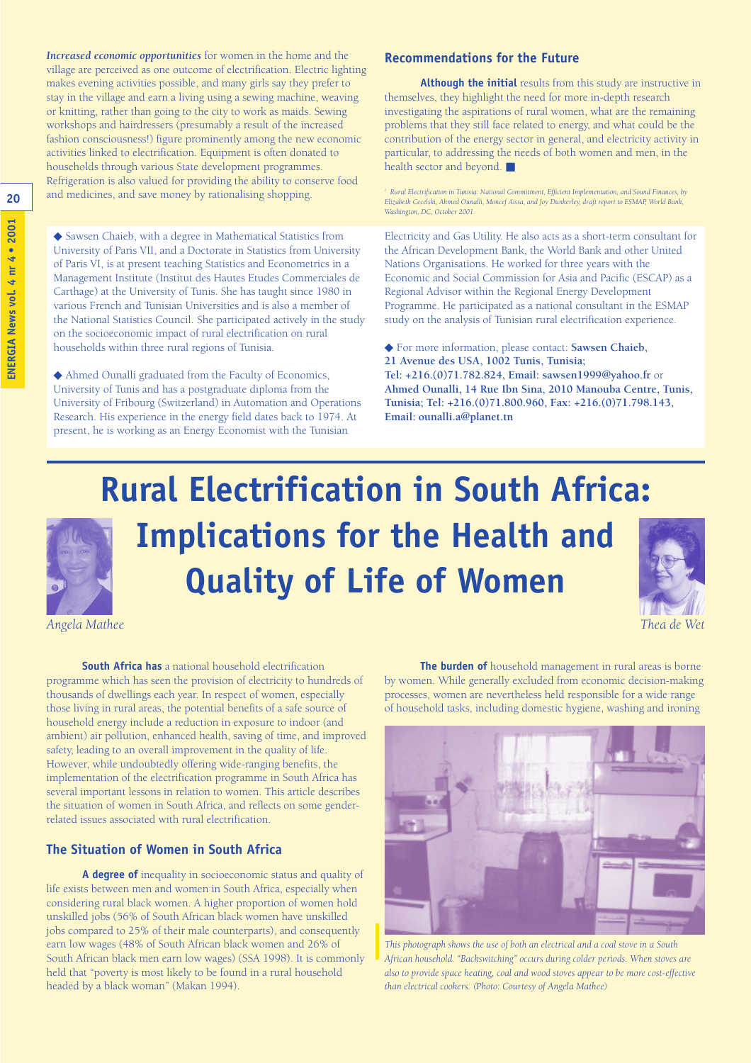***Increased economic opportunities*** for women in the home and the village are perceived as one outcome of electrification. Electric lighting makes evening activities possible, and many girls say they prefer to stay in the village and earn a living using a sewing machine, weaving or knitting, rather than going to the city to work as maids. Sewing workshops and hairdressers (presumably a result of the increased fashion consciousness!) figure prominently among the new economic activities linked to electrification. Equipment is often donated to households through various State development programmes. Refrigeration is also valued for providing the ability to conserve food and medicines, and save money by rationalising shopping.

## Recommendations for the Future

**Although the initial** results from this study are instructive in themselves, they highlight the need for more in-depth research investigating the aspirations of rural women, what are the remaining problems that they still face related to energy, and what could be the contribution of the energy sector in general, and electricity activity in particular, to addressing the needs of both women and men, in the health sector and beyond. ■

[1] *Rural Electrification in Tunisia: National Commitment, Efficient Implementation, and Sound Finances*, by *Elizabeth Cecelski, Ahmed Ounalli, Moncef Aissa, and Joy Dunkerley, draft report to ESMAP, World Bank, Washington, DC, October 2001.*

◆ Sawsen Chaieb, with a degree in Mathematical Statistics from University of Paris VII, and a Doctorate in Statistics from University of Paris VI, is at present teaching Statistics and Econometrics in a Management Institute (Institut des Hautes Etudes Commerciales de Carthage) at the University of Tunis. She has taught since 1980 in various French and Tunisian Universities and is also a member of the National Statistics Council. She participated actively in the study on the socioeconomic impact of rural electrification on rural households within three rural regions of Tunisia.

◆ Ahmed Ounalli graduated from the Faculty of Economics, University of Tunis and has a postgraduate diploma from the University of Fribourg (Switzerland) in Automation and Operations Research. His experience in the energy field dates back to 1974. At present, he is working as an Energy Economist with the Tunisian Electricity and Gas Utility. He also acts as a short-term consultant for the African Development Bank, the World Bank and other United Nations Organisations. He worked for three years with the Economic and Social Commission for Asia and Pacific (ESCAP) as a Regional Advisor within the Regional Energy Development Programme. He participated as a national consultant in the ESMAP study on the analysis of Tunisian rural electrification experience.

◆ For more information, please contact: **Sawsen Chaieb, 21 Avenue des USA, 1002 Tunis, Tunisia; Tel: +216.(0)71.782.824, Email: sawsen1999@yahoo.fr** or **Ahmed Ounalli, 14 Rue Ibn Sina, 2010 Manouba Centre, Tunis, Tunisia; Tel: +216.(0)71.800.960, Fax: +216.(0)71.798.143, Email: ounalli.a@planet.tn**

# Rural Electrification in South Africa: Implications for the Health and Quality of Life of Women

*Angela Mathee*

*Thea de Wet*

**South Africa has** a national household electrification programme which has seen the provision of electricity to hundreds of thousands of dwellings each year. In respect of women, especially those living in rural areas, the potential benefits of a safe source of household energy include a reduction in exposure to indoor (and ambient) air pollution, enhanced health, saving of time, and improved safety, leading to an overall improvement in the quality of life. However, while undoubtedly offering wide-ranging benefits, the implementation of the electrification programme in South Africa has several important lessons in relation to women. This article describes the situation of women in South Africa, and reflects on some gender-related issues associated with rural electrification.

## The Situation of Women in South Africa

**A degree of** inequality in socioeconomic status and quality of life exists between men and women in South Africa, especially when considering rural black women. A higher proportion of women hold unskilled jobs (56% of South African black women have unskilled jobs compared to 25% of their male counterparts), and consequently earn low wages (48% of South African black women and 26% of South African black men earn low wages) (SSA 1998). It is commonly held that "poverty is most likely to be found in a rural household headed by a black woman" (Makan 1994).

**The burden of** household management in rural areas is borne by women. While generally excluded from economic decision-making processes, women are nevertheless held responsible for a wide range of household tasks, including domestic hygiene, washing and ironing

*This photograph shows the use of both an electrical and a coal stove in a South African household. "Backswitching" occurs during colder periods. When stoves are also to provide space heating, coal and wood stoves appear to be more cost-effective than electrical cookers. (Photo: Courtesy of Angela Mathee)*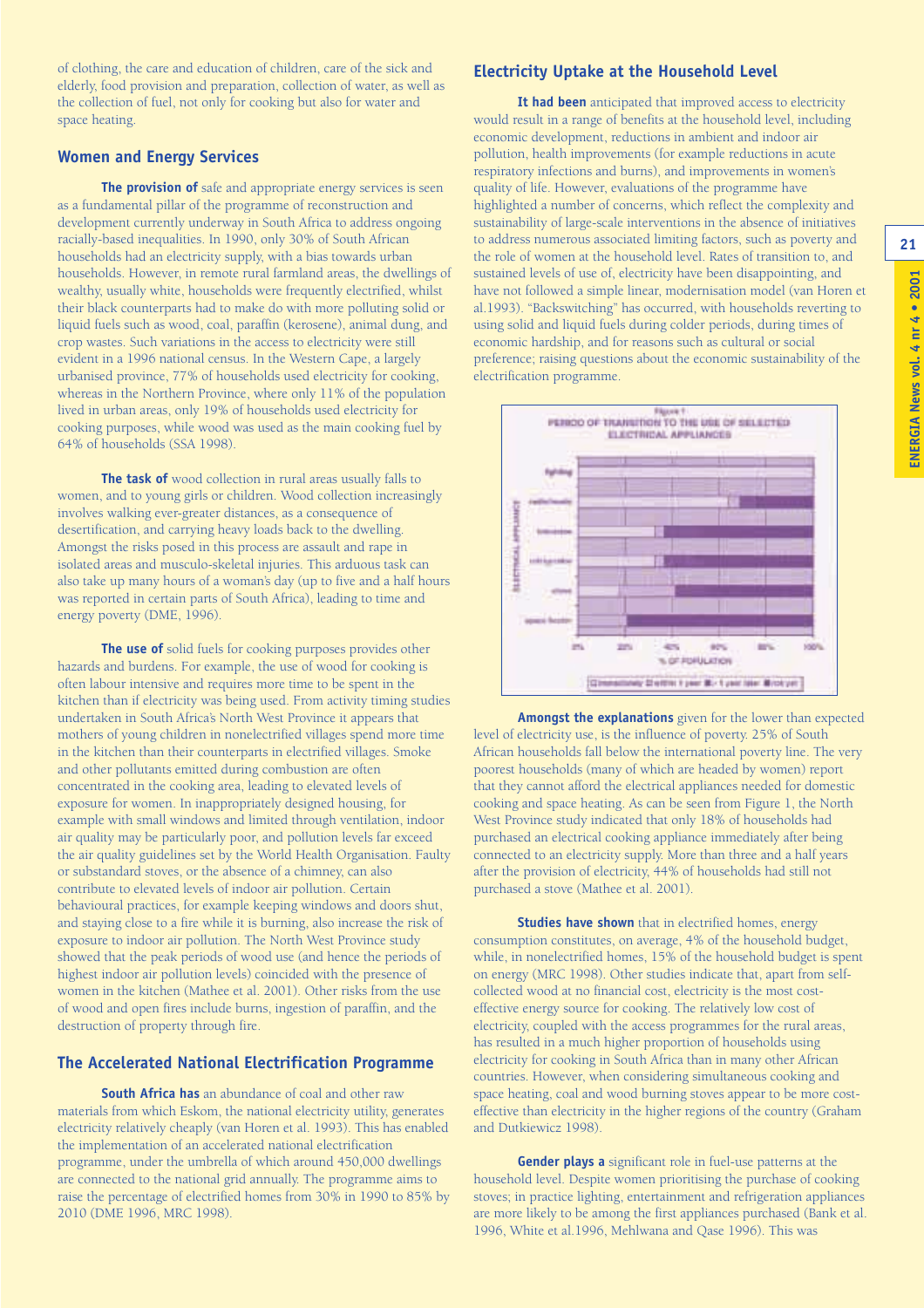of clothing, the care and education of children, care of the sick and elderly, food provision and preparation, collection of water, as well as the collection of fuel, not only for cooking but also for water and space heating.

## Women and Energy Services

**The provision of** safe and appropriate energy services is seen as a fundamental pillar of the programme of reconstruction and development currently underway in South Africa to address ongoing racially-based inequalities. In 1990, only 30% of South African households had an electricity supply, with a bias towards urban households. However, in remote rural farmland areas, the dwellings of wealthy, usually white, households were frequently electrified, whilst their black counterparts had to make do with more polluting solid or liquid fuels such as wood, coal, paraffin (kerosene), animal dung, and crop wastes. Such variations in the access to electricity were still evident in a 1996 national census. In the Western Cape, a largely urbanised province, 77% of households used electricity for cooking, whereas in the Northern Province, where only 11% of the population lived in urban areas, only 19% of households used electricity for cooking purposes, while wood was used as the main cooking fuel by 64% of households (SSA 1998).

**The task of** wood collection in rural areas usually falls to women, and to young girls or children. Wood collection increasingly involves walking ever-greater distances, as a consequence of desertification, and carrying heavy loads back to the dwelling. Amongst the risks posed in this process are assault and rape in isolated areas and musculo-skeletal injuries. This arduous task can also take up many hours of a woman's day (up to five and a half hours was reported in certain parts of South Africa), leading to time and energy poverty (DME, 1996).

**The use of** solid fuels for cooking purposes provides other hazards and burdens. For example, the use of wood for cooking is often labour intensive and requires more time to be spent in the kitchen than if electricity was being used. From activity timing studies undertaken in South Africa's North West Province it appears that mothers of young children in nonelectrified villages spend more time in the kitchen than their counterparts in electrified villages. Smoke and other pollutants emitted during combustion are often concentrated in the cooking area, leading to elevated levels of exposure for women. In inappropriately designed housing, for example with small windows and limited through ventilation, indoor air quality may be particularly poor, and pollution levels far exceed the air quality guidelines set by the World Health Organisation. Faulty or substandard stoves, or the absence of a chimney, can also contribute to elevated levels of indoor air pollution. Certain behavioural practices, for example keeping windows and doors shut, and staying close to a fire while it is burning, also increase the risk of exposure to indoor air pollution. The North West Province study showed that the peak periods of wood use (and hence the periods of highest indoor air pollution levels) coincided with the presence of women in the kitchen (Mathee et al. 2001). Other risks from the use of wood and open fires include burns, ingestion of paraffin, and the destruction of property through fire.

## The Accelerated National Electrification Programme

**South Africa has** an abundance of coal and other raw materials from which Eskom, the national electricity utility, generates electricity relatively cheaply (van Horen et al. 1993). This has enabled the implementation of an accelerated national electrification programme, under the umbrella of which around 450,000 dwellings are connected to the national grid annually. The programme aims to raise the percentage of electrified homes from 30% in 1990 to 85% by 2010 (DME 1996, MRC 1998).

## Electricity Uptake at the Household Level

**It had been** anticipated that improved access to electricity would result in a range of benefits at the household level, including economic development, reductions in ambient and indoor air pollution, health improvements (for example reductions in acute respiratory infections and burns), and improvements in women's quality of life. However, evaluations of the programme have highlighted a number of concerns, which reflect the complexity and sustainability of large-scale interventions in the absence of initiatives to address numerous associated limiting factors, such as poverty and the role of women at the household level. Rates of transition to, and sustained levels of use of, electricity have been disappointing, and have not followed a simple linear, modernisation model (van Horen et al.1993). "Backswitching" has occurred, with households reverting to using solid and liquid fuels during colder periods, during times of economic hardship, and for reasons such as cultural or social preference; raising questions about the economic sustainability of the electrification programme.

Figure 1
PERIOD OF TRANSITION TO THE USE OF SELECTED ELECTRICAL APPLIANCES

**Amongst the explanations** given for the lower than expected level of electricity use, is the influence of poverty. 25% of South African households fall below the international poverty line. The very poorest households (many of which are headed by women) report that they cannot afford the electrical appliances needed for domestic cooking and space heating. As can be seen from Figure 1, the North West Province study indicated that only 18% of households had purchased an electrical cooking appliance immediately after being connected to an electricity supply. More than three and a half years after the provision of electricity, 44% of households had still not purchased a stove (Mathee et al. 2001).

**Studies have shown** that in electrified homes, energy consumption constitutes, on average, 4% of the household budget, while, in nonelectrified homes, 15% of the household budget is spent on energy (MRC 1998). Other studies indicate that, apart from self-collected wood at no financial cost, electricity is the most cost-effective energy source for cooking. The relatively low cost of electricity, coupled with the access programmes for the rural areas, has resulted in a much higher proportion of households using electricity for cooking in South Africa than in many other African countries. However, when considering simultaneous cooking and space heating, coal and wood burning stoves appear to be more cost-effective than electricity in the higher regions of the country (Graham and Dutkiewicz 1998).

**Gender plays a** significant role in fuel-use patterns at the household level. Despite women prioritising the purchase of cooking stoves; in practice lighting, entertainment and refrigeration appliances are more likely to be among the first appliances purchased (Bank et al. 1996, White et al.1996, Mehlwana and Qase 1996). This was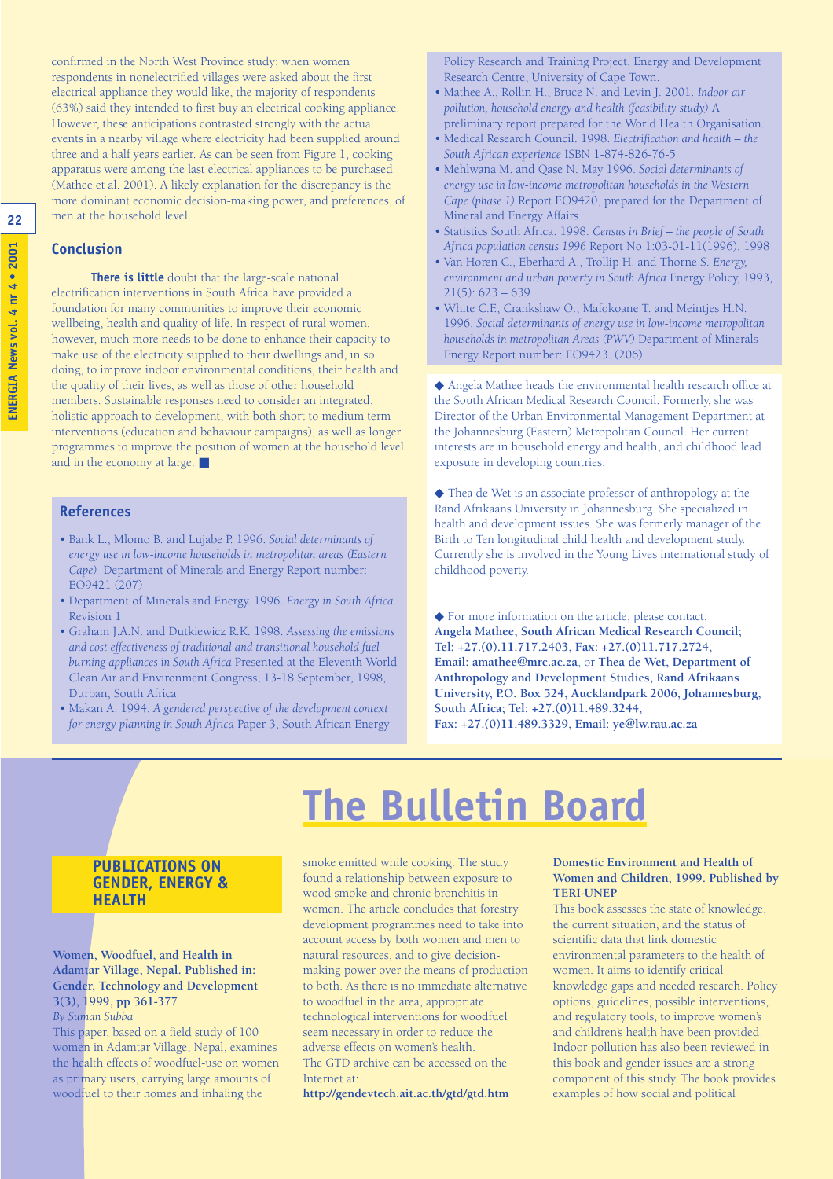confirmed in the North West Province study; when women respondents in nonelectrified villages were asked about the first electrical appliance they would like, the majority of respondents (63%) said they intended to first buy an electrical cooking appliance. However, these anticipations contrasted strongly with the actual events in a nearby village where electricity had been supplied around three and a half years earlier. As can be seen from Figure 1, cooking apparatus were among the last electrical appliances to be purchased (Mathee et al. 2001). A likely explanation for the discrepancy is the more dominant economic decision-making power, and preferences, of men at the household level.

## Conclusion

**There is little** doubt that the large-scale national electrification interventions in South Africa have provided a foundation for many communities to improve their economic wellbeing, health and quality of life. In respect of rural women, however, much more needs to be done to enhance their capacity to make use of the electricity supplied to their dwellings and, in so doing, to improve indoor environmental conditions, their health and the quality of their lives, as well as those of other household members. Sustainable responses need to consider an integrated, holistic approach to development, with both short to medium term interventions (education and behaviour campaigns), as well as longer programmes to improve the position of women at the household level and in the economy at large. ■

## References

- Bank L., Mlomo B. and Lujabe P. 1996. *Social determinants of energy use in low-income households in metropolitan areas (Eastern Cape)* Department of Minerals and Energy Report number: EO9421 (207)
- Department of Minerals and Energy. 1996. *Energy in South Africa* Revision 1
- Graham J.A.N. and Dutkiewicz R.K. 1998. *Assessing the emissions and cost effectiveness of traditional and transitional household fuel burning appliances in South Africa* Presented at the Eleventh World Clean Air and Environment Congress, 13-18 September, 1998, Durban, South Africa
- Makan A. 1994. *A gendered perspective of the development context for energy planning in South Africa* Paper 3, South African Energy Policy Research and Training Project, Energy and Development Research Centre, University of Cape Town.
- Mathee A., Rollin H., Bruce N. and Levin J. 2001. *Indoor air pollution, household energy and health (feasibility study)* A preliminary report prepared for the World Health Organisation.
- Medical Research Council. 1998. *Electrification and health – the South African experience* ISBN 1-874-826-76-5
- Mehlwana M. and Qase N. May 1996. *Social determinants of energy use in low-income metropolitan households in the Western Cape (phase 1)* Report EO9420, prepared for the Department of Mineral and Energy Affairs
- Statistics South Africa. 1998. *Census in Brief – the people of South Africa population census 1996* Report No 1:03-01-11(1996), 1998
- Van Horen C., Eberhard A., Trollip H. and Thorne S. *Energy, environment and urban poverty in South Africa* Energy Policy, 1993, 21(5): 623 – 639
- White C.F., Crankshaw O., Mafokoane T. and Meintjes H.N. 1996. *Social determinants of energy use in low-income metropolitan households in metropolitan Areas (PWV)* Department of Minerals Energy Report number: EO9423. (206)

◆ Angela Mathee heads the environmental health research office at the South African Medical Research Council. Formerly, she was Director of the Urban Environmental Management Department at the Johannesburg (Eastern) Metropolitan Council. Her current interests are in household energy and health, and childhood lead exposure in developing countries.

◆ Thea de Wet is an associate professor of anthropology at the Rand Afrikaans University in Johannesburg. She specialized in health and development issues. She was formerly manager of the Birth to Ten longitudinal child health and development study. Currently she is involved in the Young Lives international study of childhood poverty.

◆ For more information on the article, please contact: **Angela Mathee, South African Medical Research Council; Tel: +27.(0).11.717.2403, Fax: +27.(0)11.717.2724, Email: amathee@mrc.ac.za**, or **Thea de Wet, Department of Anthropology and Development Studies, Rand Afrikaans University, P.O. Box 524, Aucklandpark 2006, Johannesburg, South Africa; Tel: +27.(0)11.489.3244, Fax: +27.(0)11.489.3329, Email: ye@lw.rau.ac.za**

# The Bulletin Board

## PUBLICATIONS ON GENDER, ENERGY & HEALTH

**Women, Woodfuel, and Health in Adamtar Village, Nepal. Published in: Gender, Technology and Development 3(3), 1999, pp 361-377**
*By Suman Subba*
This paper, based on a field study of 100 women in Adamtar Village, Nepal, examines the health effects of woodfuel-use on women as primary users, carrying large amounts of woodfuel to their homes and inhaling the smoke emitted while cooking. The study found a relationship between exposure to wood smoke and chronic bronchitis in women. The article concludes that forestry development programmes need to take into account access by both women and men to natural resources, and to give decision-making power over the means of production to both. As there is no immediate alternative to woodfuel in the area, appropriate technological interventions for woodfuel seem necessary in order to reduce the adverse effects on women's health.
The GTD archive can be accessed on the Internet at:
**http://gendevtech.ait.ac.th/gtd/gtd.htm**

**Domestic Environment and Health of Women and Children, 1999. Published by TERI-UNEP**
This book assesses the state of knowledge, the current situation, and the status of scientific data that link domestic environmental parameters to the health of women. It aims to identify critical knowledge gaps and needed research. Policy options, guidelines, possible interventions, and regulatory tools, to improve women's and children's health have been provided. Indoor pollution has also been reviewed in this book and gender issues are a strong component of this study. The book provides examples of how social and political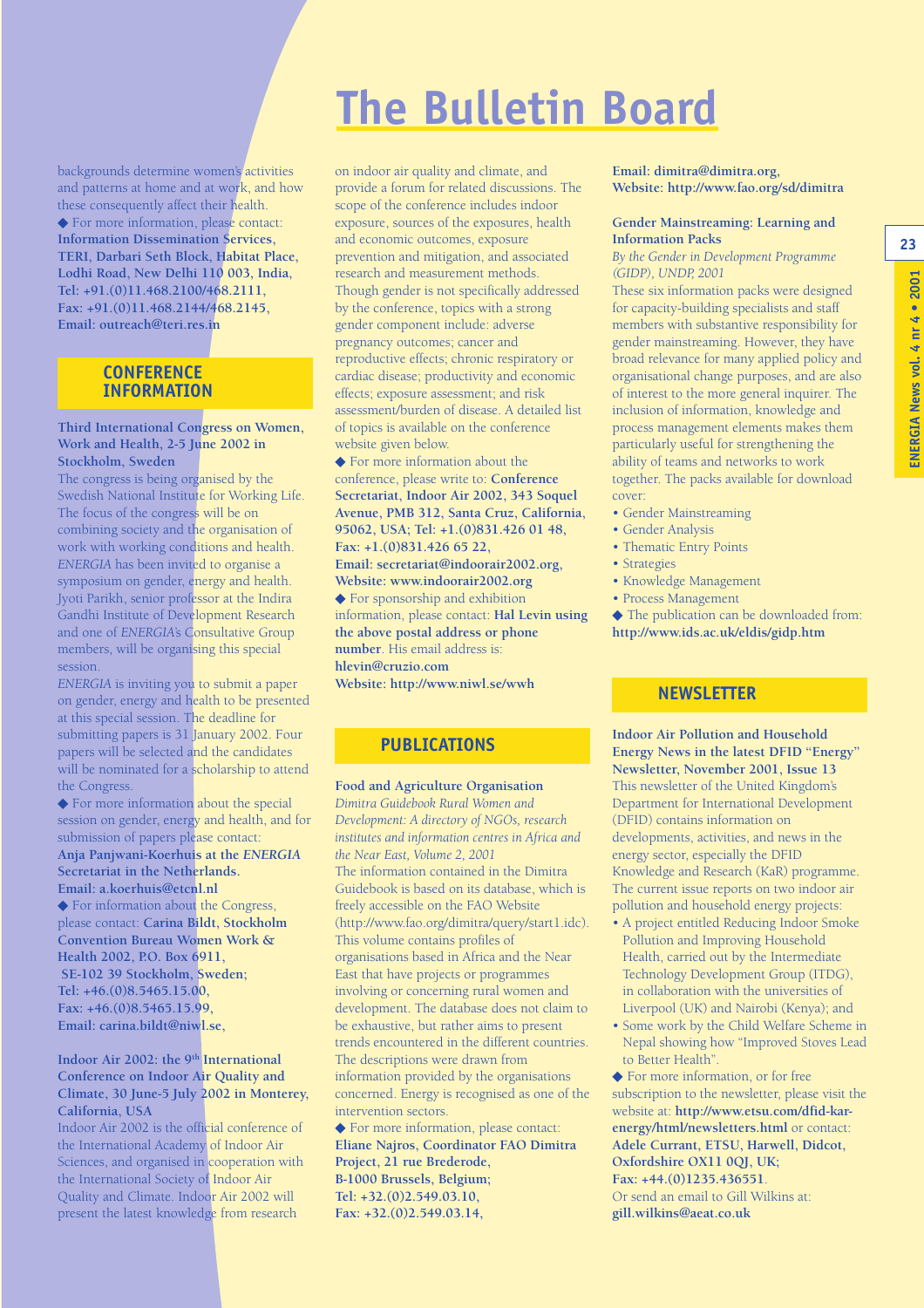# The Bulletin Board

backgrounds determine women's activities and patterns at home and at work, and how these consequently affect their health.

◆ For more information, please contact: **Information Dissemination Services, TERI, Darbari Seth Block, Habitat Place, Lodhi Road, New Delhi 110 003, India, Tel: +91.(0)11.468.2100/468.2111, Fax: +91.(0)11.468.2144/468.2145, Email: outreach@teri.res.in**

## CONFERENCE INFORMATION

**Third International Congress on Women, Work and Health, 2-5 June 2002 in Stockholm, Sweden**

The congress is being organised by the Swedish National Institute for Working Life. The focus of the congress will be on combining society and the organisation of work with working conditions and health. *ENERGIA* has been invited to organise a symposium on gender, energy and health. Jyoti Parikh, senior professor at the Indira Gandhi Institute of Development Research and one of *ENERGIA's* Consultative Group members, will be organising this special session.

*ENERGIA* is inviting you to submit a paper on gender, energy and health to be presented at this special session. The deadline for submitting papers is 31 January 2002. Four papers will be selected and the candidates will be nominated for a scholarship to attend the Congress.

◆ For more information about the special session on gender, energy and health, and for submission of papers please contact: **Anja Panjwani-Koerhuis at the *ENERGIA* Secretariat in the Netherlands. Email: a.koerhuis@etcnl.nl**

◆ For information about the Congress, please contact: **Carina Bildt, Stockholm Convention Bureau Women Work & Health 2002, P.O. Box 6911, SE-102 39 Stockholm, Sweden; Tel: +46.(0)8.5465.15.00, Fax: +46.(0)8.5465.15.99, Email: carina.bildt@niwl.se,**

**Indoor Air 2002: the 9th International Conference on Indoor Air Quality and Climate, 30 June-5 July 2002 in Monterey, California, USA**

Indoor Air 2002 is the official conference of the International Academy of Indoor Air Sciences, and organised in cooperation with the International Society of Indoor Air Quality and Climate. Indoor Air 2002 will present the latest knowledge from research on indoor air quality and climate, and provide a forum for related discussions. The scope of the conference includes indoor exposure, sources of the exposures, health and economic outcomes, exposure prevention and mitigation, and associated research and measurement methods. Though gender is not specifically addressed by the conference, topics with a strong gender component include: adverse pregnancy outcomes; cancer and reproductive effects; chronic respiratory or cardiac disease; productivity and economic effects; exposure assessment; and risk assessment/burden of disease. A detailed list of topics is available on the conference website given below.

◆ For more information about the conference, please write to: **Conference Secretariat, Indoor Air 2002, 343 Soquel Avenue, PMB 312, Santa Cruz, California, 95062, USA; Tel: +1.(0)831.426 01 48, Fax: +1.(0)831.426 65 22, Email: secretariat@indoorair2002.org, Website: www.indoorair2002.org**

◆ For sponsorship and exhibition information, please contact: **Hal Levin using the above postal address or phone number**. His email address is: **hlevin@cruzio.com**
**Website: http://www.niwl.se/wwh**

## PUBLICATIONS

**Food and Agriculture Organisation**
*Dimitra Guidebook Rural Women and Development: A directory of NGOs, research institutes and information centres in Africa and the Near East, Volume 2, 2001*

The information contained in the Dimitra Guidebook is based on its database, which is freely accessible on the FAO Website (http://www.fao.org/dimitra/query/start1.idc). This volume contains profiles of organisations based in Africa and the Near East that have projects or programmes involving or concerning rural women and development. The database does not claim to be exhaustive, but rather aims to present trends encountered in the different countries. The descriptions were drawn from information provided by the organisations concerned. Energy is recognised as one of the intervention sectors.

◆ For more information, please contact: **Eliane Najros, Coordinator FAO Dimitra Project, 21 rue Brederode, B-1000 Brussels, Belgium; Tel: +32.(0)2.549.03.10, Fax: +32.(0)2.549.03.14, Email: dimitra@dimitra.org, Website: http://www.fao.org/sd/dimitra**

**Gender Mainstreaming: Learning and Information Packs**
*By the Gender in Development Programme (GIDP), UNDP, 2001*

These six information packs were designed for capacity-building specialists and staff members with substantive responsibility for gender mainstreaming. However, they have broad relevance for many applied policy and organisational change purposes, and are also of interest to the more general inquirer. The inclusion of information, knowledge and process management elements makes them particularly useful for strengthening the ability of teams and networks to work together. The packs available for download cover:

- Gender Mainstreaming
- Gender Analysis
- Thematic Entry Points
- Strategies
- Knowledge Management
- Process Management

◆ The publication can be downloaded from: **http://www.ids.ac.uk/eldis/gidp.htm**

## NEWSLETTER

**Indoor Air Pollution and Household Energy News in the latest DFID "Energy" Newsletter, November 2001, Issue 13**

This newsletter of the United Kingdom's Department for International Development (DFID) contains information on developments, activities, and news in the energy sector, especially the DFID Knowledge and Research (KaR) programme. The current issue reports on two indoor air pollution and household energy projects:

- A project entitled Reducing Indoor Smoke Pollution and Improving Household Health, carried out by the Intermediate Technology Development Group (ITDG), in collaboration with the universities of Liverpool (UK) and Nairobi (Kenya); and
- Some work by the Child Welfare Scheme in Nepal showing how "Improved Stoves Lead to Better Health".

◆ For more information, or for free subscription to the newsletter, please visit the website at: **http://www.etsu.com/dfid-kar-energy/html/newsletters.html** or contact: **Adele Currant, ETSU, Harwell, Didcot, Oxfordshire OX11 0QJ, UK; Fax: +44.(0)1235.436551**.
Or send an email to Gill Wilkins at: **gill.wilkins@aeat.co.uk**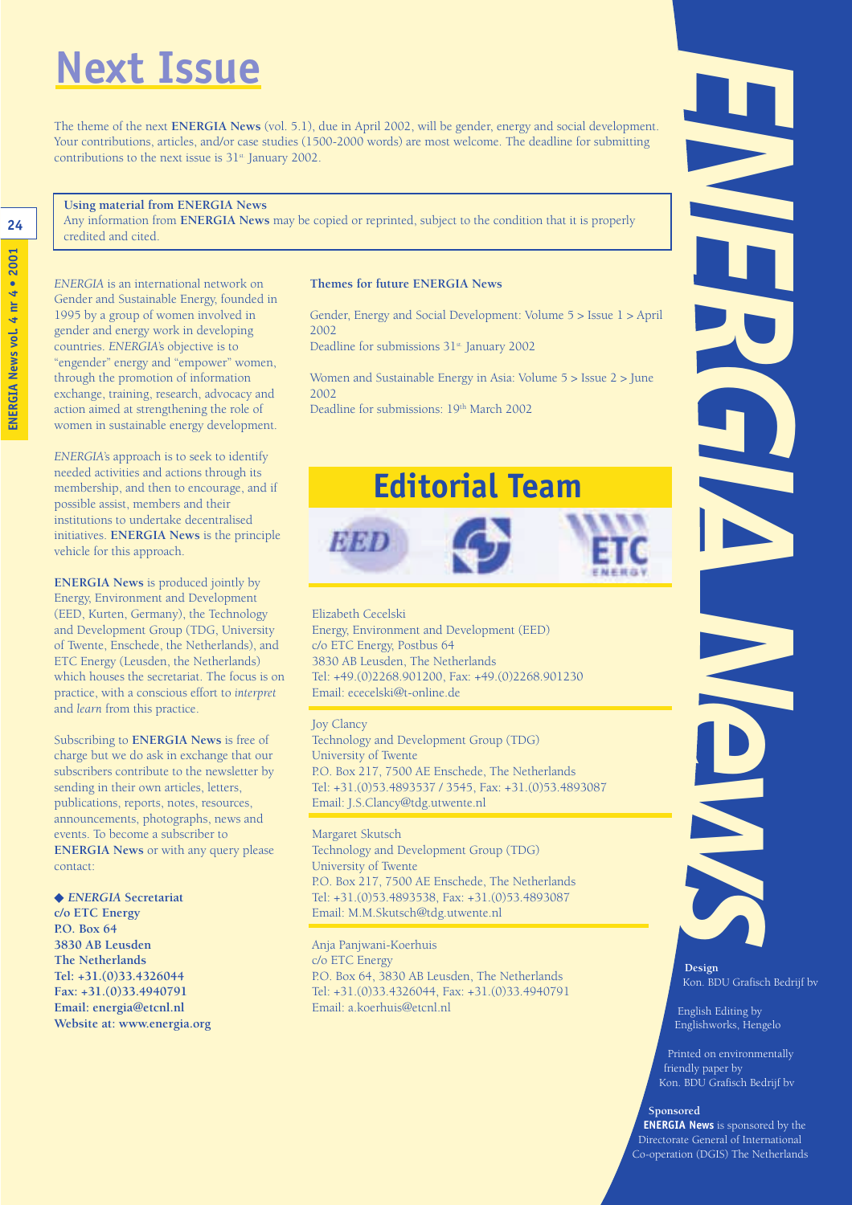# Next Issue

The theme of the next **ENERGIA News** (vol. 5.1), due in April 2002, will be gender, energy and social development. Your contributions, articles, and/or case studies (1500-2000 words) are most welcome. The deadline for submitting contributions to the next issue is 31st January 2002.

**Using material from ENERGIA News**
Any information from **ENERGIA News** may be copied or reprinted, subject to the condition that it is properly credited and cited.

*ENERGIA* is an international network on Gender and Sustainable Energy, founded in 1995 by a group of women involved in gender and energy work in developing countries. *ENERGIA's* objective is to "engender" energy and "empower" women, through the promotion of information exchange, training, research, advocacy and action aimed at strengthening the role of women in sustainable energy development.

*ENERGIA's* approach is to seek to identify needed activities and actions through its membership, and then to encourage, and if possible assist, members and their institutions to undertake decentralised initiatives. **ENERGIA News** is the principle vehicle for this approach.

**ENERGIA News** is produced jointly by Energy, Environment and Development (EED, Kurten, Germany), the Technology and Development Group (TDG, University of Twente, Enschede, the Netherlands), and ETC Energy (Leusden, the Netherlands) which houses the secretariat. The focus is on practice, with a conscious effort to *interpret* and *learn* from this practice.

Subscribing to **ENERGIA News** is free of charge but we do ask in exchange that our subscribers contribute to the newsletter by sending in their own articles, letters, publications, reports, notes, resources, announcements, photographs, news and events. To become a subscriber to **ENERGIA News** or with any query please contact:

◆ ***ENERGIA* Secretariat**
**c/o ETC Energy**
**P.O. Box 64**
**3830 AB Leusden**
**The Netherlands**
**Tel: +31.(0)33.4326044**
**Fax: +31.(0)33.4940791**
**Email: energia@etcnl.nl**
**Website at: www.energia.org**

**Themes for future ENERGIA News**

Gender, Energy and Social Development: Volume 5 > Issue 1 > April 2002
Deadline for submissions 31st January 2002

Women and Sustainable Energy in Asia: Volume 5 > Issue 2 > June 2002
Deadline for submissions: 19th March 2002

## Editorial Team

EED ETC ENERGY

Elizabeth Cecelski
Energy, Environment and Development (EED)
c/o ETC Energy, Postbus 64
3830 AB Leusden, The Netherlands
Tel: +49.(0)2268.901200, Fax: +49.(0)2268.901230
Email: ececelski@t-online.de

Joy Clancy
Technology and Development Group (TDG)
University of Twente
P.O. Box 217, 7500 AE Enschede, The Netherlands
Tel: +31.(0)53.4893537 / 3545, Fax: +31.(0)53.4893087
Email: J.S.Clancy@tdg.utwente.nl

Margaret Skutsch
Technology and Development Group (TDG)
University of Twente
P.O. Box 217, 7500 AE Enschede, The Netherlands
Tel: +31.(0)53.4893538, Fax: +31.(0)53.4893087
Email: M.M.Skutsch@tdg.utwente.nl

Anja Panjwani-Koerhuis
c/o ETC Energy
P.O. Box 64, 3830 AB Leusden, The Netherlands
Tel: +31.(0)33.4326044, Fax: +31.(0)33.4940791
Email: a.koerhuis@etcnl.nl

ENERGIA News

**Design**
Kon. BDU Grafisch Bedrijf bv

English Editing by
Englishworks, Hengelo

Printed on environmentally friendly paper by
Kon. BDU Grafisch Bedrijf bv

**Sponsored**
**ENERGIA News** is sponsored by the Directorate General of International Co-operation (DGIS) The Netherlands